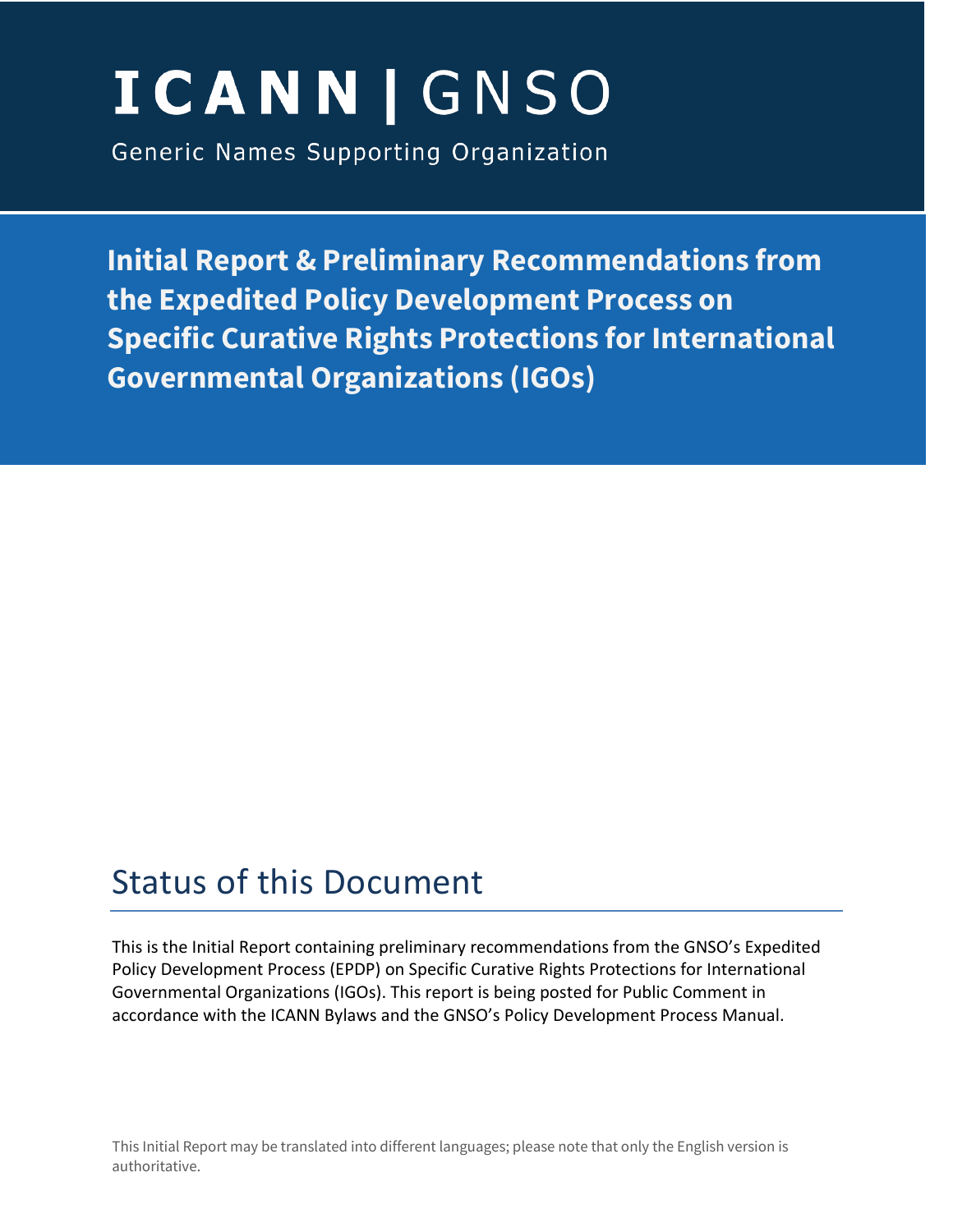# ICANN | GNSO

Generic Names Supporting Organization

## Initial Report & Preliminary Recommendations from the Expedited Policy Development Process on Specific Curative Rights Protections for International Governmental Organizations (IGOs)

## Status of this Document

This is the Initial Report containing preliminary recommendations from the GNSO's Expedited Policy Development Process (EPDP) on Specific Curative Rights Protections for International Governmental Organizations (IGOs). This report is being posted for Public Comment in accordance with the ICANN Bylaws and the GNSO's Policy Development Process Manual.

This Initial Report may be translated into different languages; please note that only the English version is authoritative.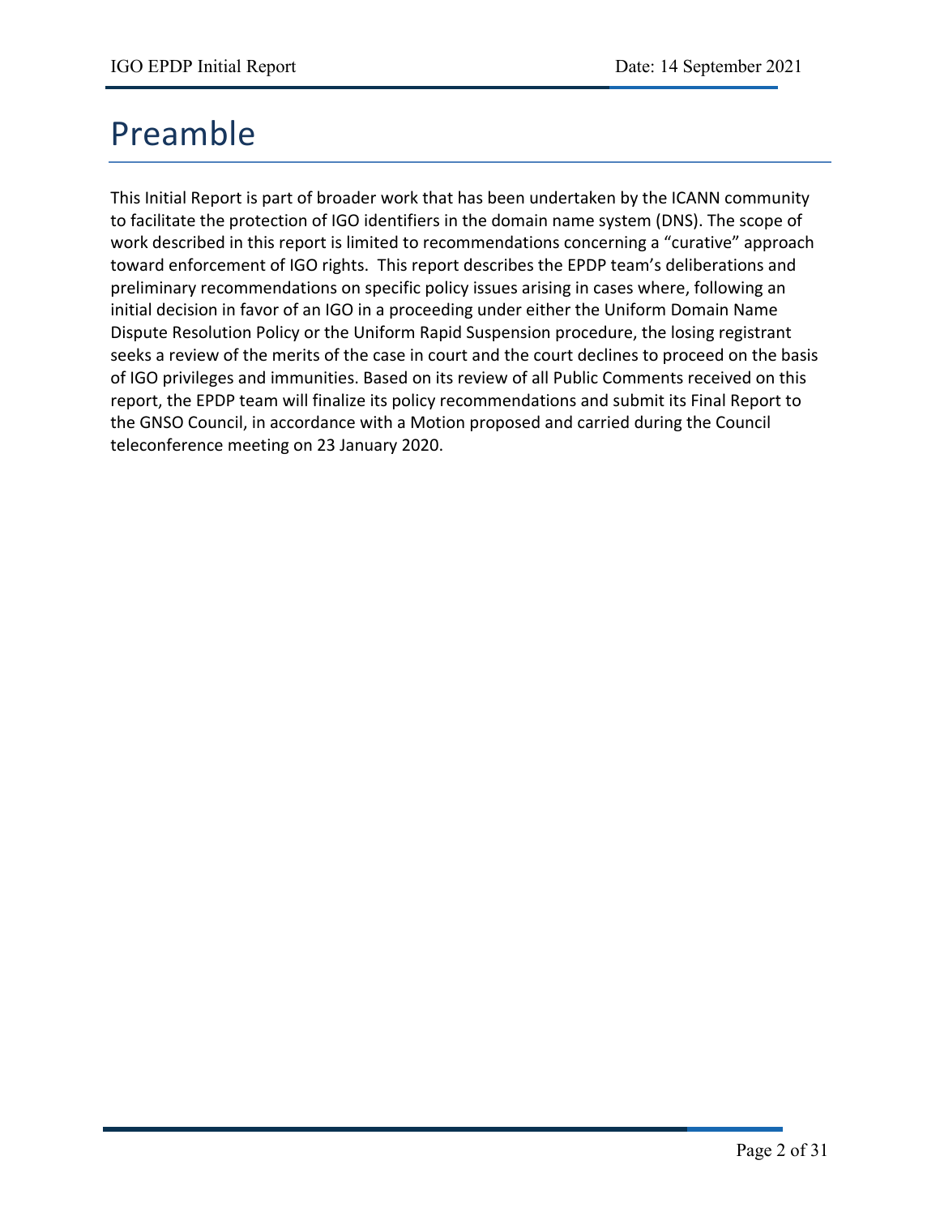# Preamble

This Initial Report is part of broader work that has been undertaken by the ICANN community to facilitate the protection of IGO identifiers in the domain name system (DNS). The scope of work described in this report is limited to recommendations concerning a “curative” approach toward enforcement of IGO rights. This report describes the EPDP team’s deliberations and preliminary recommendations on specific policy issues arising in cases where, following an initial decision in favor of an IGO in a proceeding under either the Uniform Domain Name Dispute Resolution Policy or the Uniform Rapid Suspension procedure, the losing registrant seeks a review of the merits of the case in court and the court declines to proceed on the basis of IGO privileges and immunities. Based on its review of all Public Comments received on this report, the EPDP team will finalize its policy recommendations and submit its Final Report to the GNSO Council, in accordance with a Motion proposed and carried during the Council teleconference meeting on 23 January 2020.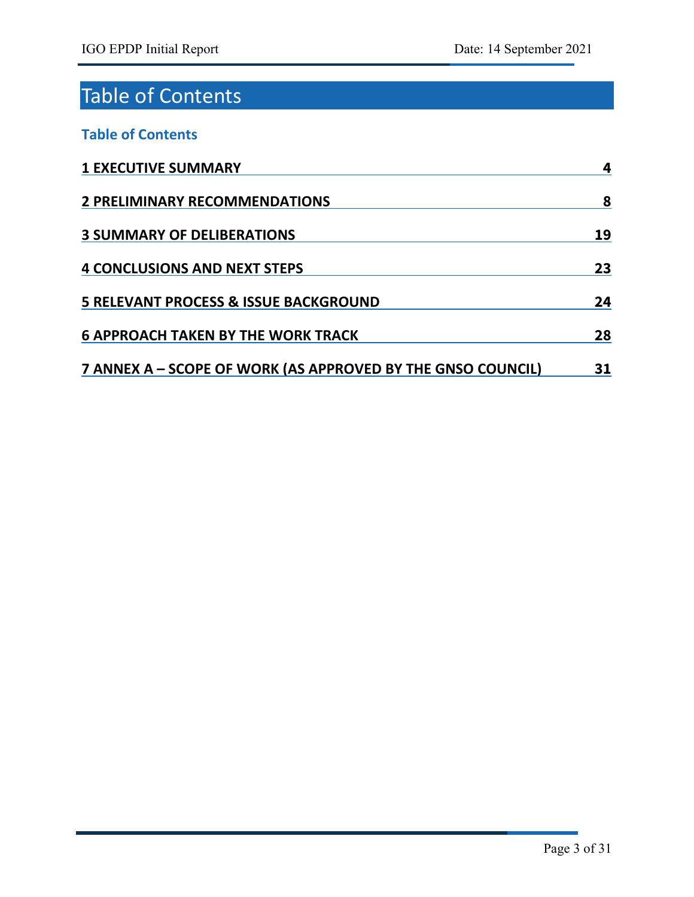# Table of Contents

## Table of Contents

| | |
|---|---|
| **1 EXECUTIVE SUMMARY** | **4** |
| **2 PRELIMINARY RECOMMENDATIONS** | **8** |
| **3 SUMMARY OF DELIBERATIONS** | **19** |
| **4 CONCLUSIONS AND NEXT STEPS** | **23** |
| **5 RELEVANT PROCESS & ISSUE BACKGROUND** | **24** |
| **6 APPROACH TAKEN BY THE WORK TRACK** | **28** |
| **7 ANNEX A – SCOPE OF WORK (AS APPROVED BY THE GNSO COUNCIL)** | **31** |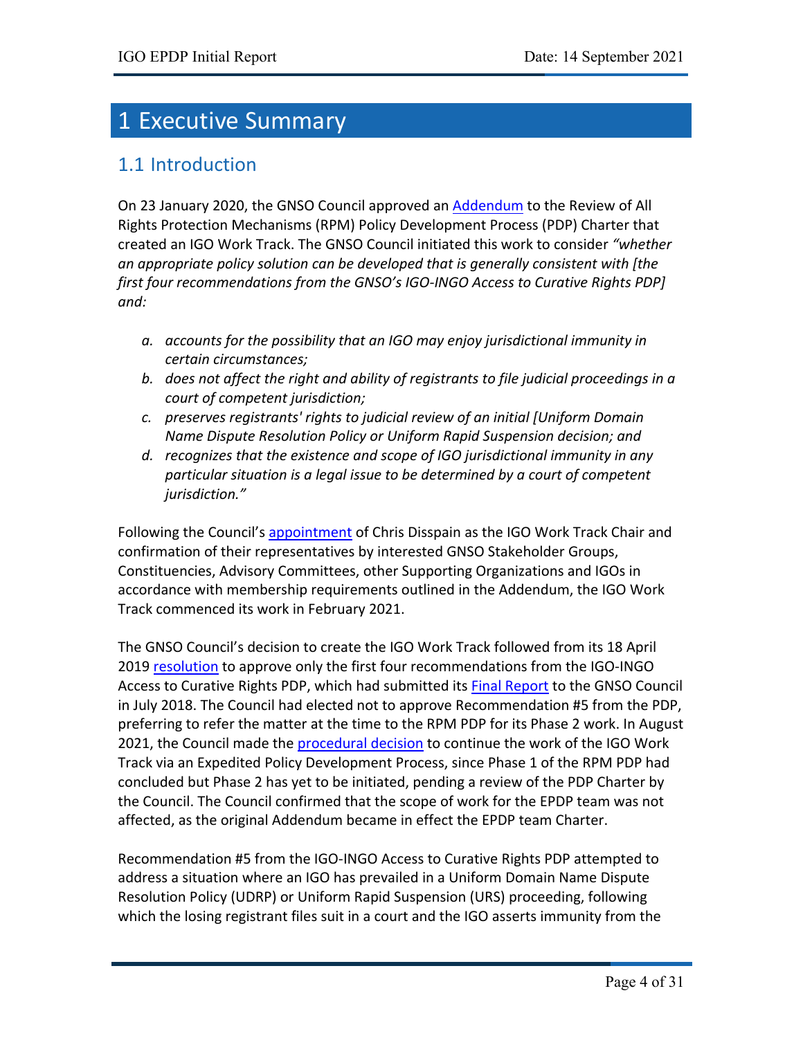# 1 Executive Summary

## 1.1 Introduction

On 23 January 2020, the GNSO Council approved an Addendum to the Review of All Rights Protection Mechanisms (RPM) Policy Development Process (PDP) Charter that created an IGO Work Track. The GNSO Council initiated this work to consider *"whether an appropriate policy solution can be developed that is generally consistent with [the first four recommendations from the GNSO's IGO-INGO Access to Curative Rights PDP] and:*

*a. accounts for the possibility that an IGO may enjoy jurisdictional immunity in certain circumstances;*

*b. does not affect the right and ability of registrants to file judicial proceedings in a court of competent jurisdiction;*

*c. preserves registrants' rights to judicial review of an initial [Uniform Domain Name Dispute Resolution Policy or Uniform Rapid Suspension decision; and*

*d. recognizes that the existence and scope of IGO jurisdictional immunity in any particular situation is a legal issue to be determined by a court of competent jurisdiction."*

Following the Council's appointment of Chris Disspain as the IGO Work Track Chair and confirmation of their representatives by interested GNSO Stakeholder Groups, Constituencies, Advisory Committees, other Supporting Organizations and IGOs in accordance with membership requirements outlined in the Addendum, the IGO Work Track commenced its work in February 2021.

The GNSO Council's decision to create the IGO Work Track followed from its 18 April 2019 resolution to approve only the first four recommendations from the IGO-INGO Access to Curative Rights PDP, which had submitted its Final Report to the GNSO Council in July 2018. The Council had elected not to approve Recommendation #5 from the PDP, preferring to refer the matter at the time to the RPM PDP for its Phase 2 work. In August 2021, the Council made the procedural decision to continue the work of the IGO Work Track via an Expedited Policy Development Process, since Phase 1 of the RPM PDP had concluded but Phase 2 has yet to be initiated, pending a review of the PDP Charter by the Council. The Council confirmed that the scope of work for the EPDP team was not affected, as the original Addendum became in effect the EPDP team Charter.

Recommendation #5 from the IGO-INGO Access to Curative Rights PDP attempted to address a situation where an IGO has prevailed in a Uniform Domain Name Dispute Resolution Policy (UDRP) or Uniform Rapid Suspension (URS) proceeding, following which the losing registrant files suit in a court and the IGO asserts immunity from the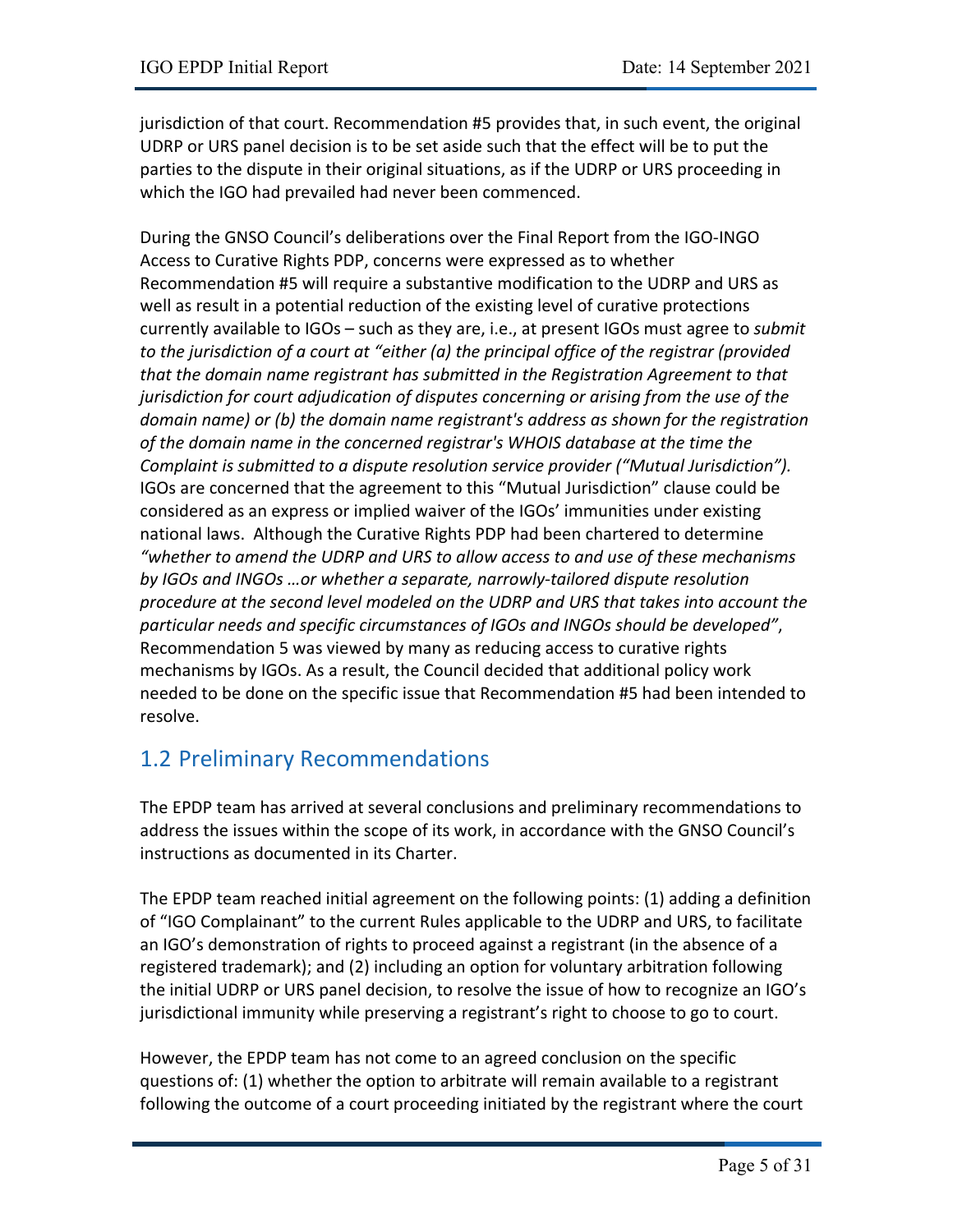jurisdiction of that court. Recommendation #5 provides that, in such event, the original UDRP or URS panel decision is to be set aside such that the effect will be to put the parties to the dispute in their original situations, as if the UDRP or URS proceeding in which the IGO had prevailed had never been commenced.

During the GNSO Council's deliberations over the Final Report from the IGO-INGO Access to Curative Rights PDP, concerns were expressed as to whether Recommendation #5 will require a substantive modification to the UDRP and URS as well as result in a potential reduction of the existing level of curative protections currently available to IGOs – such as they are, i.e., at present IGOs must agree to *submit to the jurisdiction of a court at "either (a) the principal office of the registrar (provided that the domain name registrant has submitted in the Registration Agreement to that jurisdiction for court adjudication of disputes concerning or arising from the use of the domain name) or (b) the domain name registrant's address as shown for the registration of the domain name in the concerned registrar's WHOIS database at the time the Complaint is submitted to a dispute resolution service provider ("Mutual Jurisdiction").* IGOs are concerned that the agreement to this "Mutual Jurisdiction" clause could be considered as an express or implied waiver of the IGOs' immunities under existing national laws. Although the Curative Rights PDP had been chartered to determine *"whether to amend the UDRP and URS to allow access to and use of these mechanisms by IGOs and INGOs …or whether a separate, narrowly-tailored dispute resolution procedure at the second level modeled on the UDRP and URS that takes into account the particular needs and specific circumstances of IGOs and INGOs should be developed"*, Recommendation 5 was viewed by many as reducing access to curative rights mechanisms by IGOs. As a result, the Council decided that additional policy work needed to be done on the specific issue that Recommendation #5 had been intended to resolve.

## 1.2 Preliminary Recommendations

The EPDP team has arrived at several conclusions and preliminary recommendations to address the issues within the scope of its work, in accordance with the GNSO Council's instructions as documented in its Charter.

The EPDP team reached initial agreement on the following points: (1) adding a definition of "IGO Complainant" to the current Rules applicable to the UDRP and URS, to facilitate an IGO's demonstration of rights to proceed against a registrant (in the absence of a registered trademark); and (2) including an option for voluntary arbitration following the initial UDRP or URS panel decision, to resolve the issue of how to recognize an IGO's jurisdictional immunity while preserving a registrant's right to choose to go to court.

However, the EPDP team has not come to an agreed conclusion on the specific questions of: (1) whether the option to arbitrate will remain available to a registrant following the outcome of a court proceeding initiated by the registrant where the court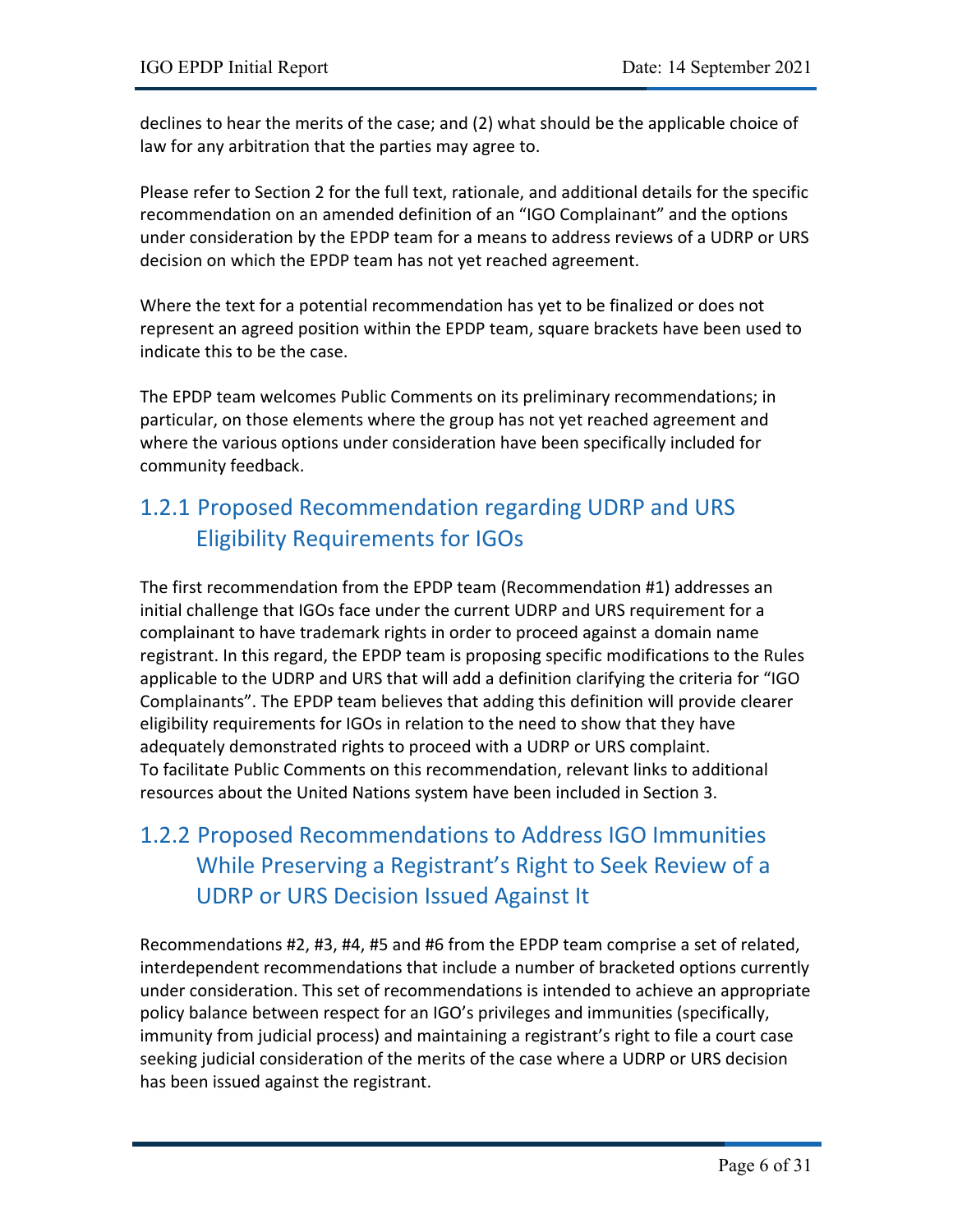declines to hear the merits of the case; and (2) what should be the applicable choice of law for any arbitration that the parties may agree to.

Please refer to Section 2 for the full text, rationale, and additional details for the specific recommendation on an amended definition of an "IGO Complainant" and the options under consideration by the EPDP team for a means to address reviews of a UDRP or URS decision on which the EPDP team has not yet reached agreement.

Where the text for a potential recommendation has yet to be finalized or does not represent an agreed position within the EPDP team, square brackets have been used to indicate this to be the case.

The EPDP team welcomes Public Comments on its preliminary recommendations; in particular, on those elements where the group has not yet reached agreement and where the various options under consideration have been specifically included for community feedback.

## 1.2.1 Proposed Recommendation regarding UDRP and URS Eligibility Requirements for IGOs

The first recommendation from the EPDP team (Recommendation #1) addresses an initial challenge that IGOs face under the current UDRP and URS requirement for a complainant to have trademark rights in order to proceed against a domain name registrant. In this regard, the EPDP team is proposing specific modifications to the Rules applicable to the UDRP and URS that will add a definition clarifying the criteria for "IGO Complainants". The EPDP team believes that adding this definition will provide clearer eligibility requirements for IGOs in relation to the need to show that they have adequately demonstrated rights to proceed with a UDRP or URS complaint.
To facilitate Public Comments on this recommendation, relevant links to additional resources about the United Nations system have been included in Section 3.

## 1.2.2 Proposed Recommendations to Address IGO Immunities While Preserving a Registrant's Right to Seek Review of a UDRP or URS Decision Issued Against It

Recommendations #2, #3, #4, #5 and #6 from the EPDP team comprise a set of related, interdependent recommendations that include a number of bracketed options currently under consideration. This set of recommendations is intended to achieve an appropriate policy balance between respect for an IGO's privileges and immunities (specifically, immunity from judicial process) and maintaining a registrant's right to file a court case seeking judicial consideration of the merits of the case where a UDRP or URS decision has been issued against the registrant.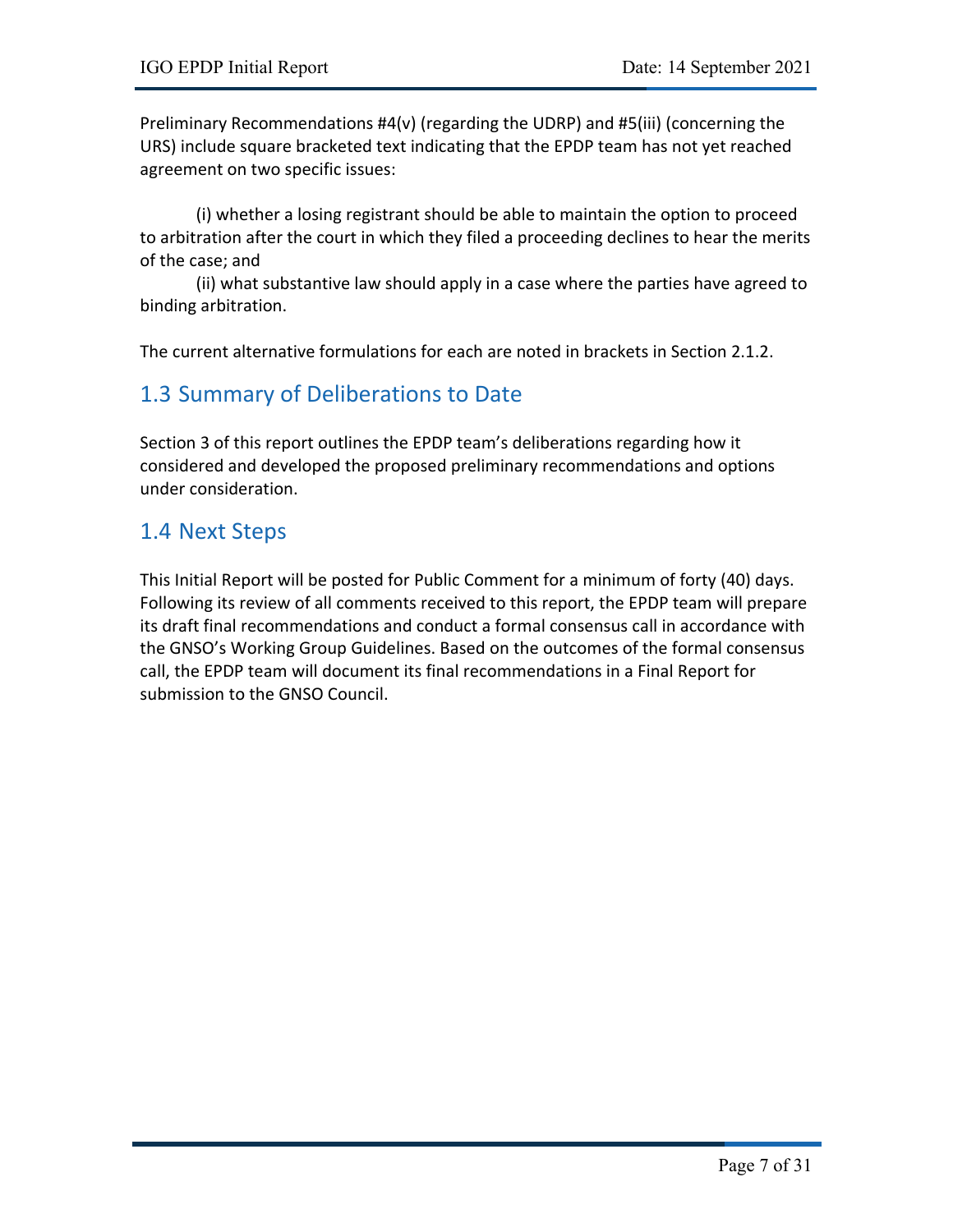Preliminary Recommendations #4(v) (regarding the UDRP) and #5(iii) (concerning the URS) include square bracketed text indicating that the EPDP team has not yet reached agreement on two specific issues:

(i) whether a losing registrant should be able to maintain the option to proceed to arbitration after the court in which they filed a proceeding declines to hear the merits of the case; and

(ii) what substantive law should apply in a case where the parties have agreed to binding arbitration.

The current alternative formulations for each are noted in brackets in Section 2.1.2.

## 1.3 Summary of Deliberations to Date

Section 3 of this report outlines the EPDP team's deliberations regarding how it considered and developed the proposed preliminary recommendations and options under consideration.

## 1.4 Next Steps

This Initial Report will be posted for Public Comment for a minimum of forty (40) days. Following its review of all comments received to this report, the EPDP team will prepare its draft final recommendations and conduct a formal consensus call in accordance with the GNSO's Working Group Guidelines. Based on the outcomes of the formal consensus call, the EPDP team will document its final recommendations in a Final Report for submission to the GNSO Council.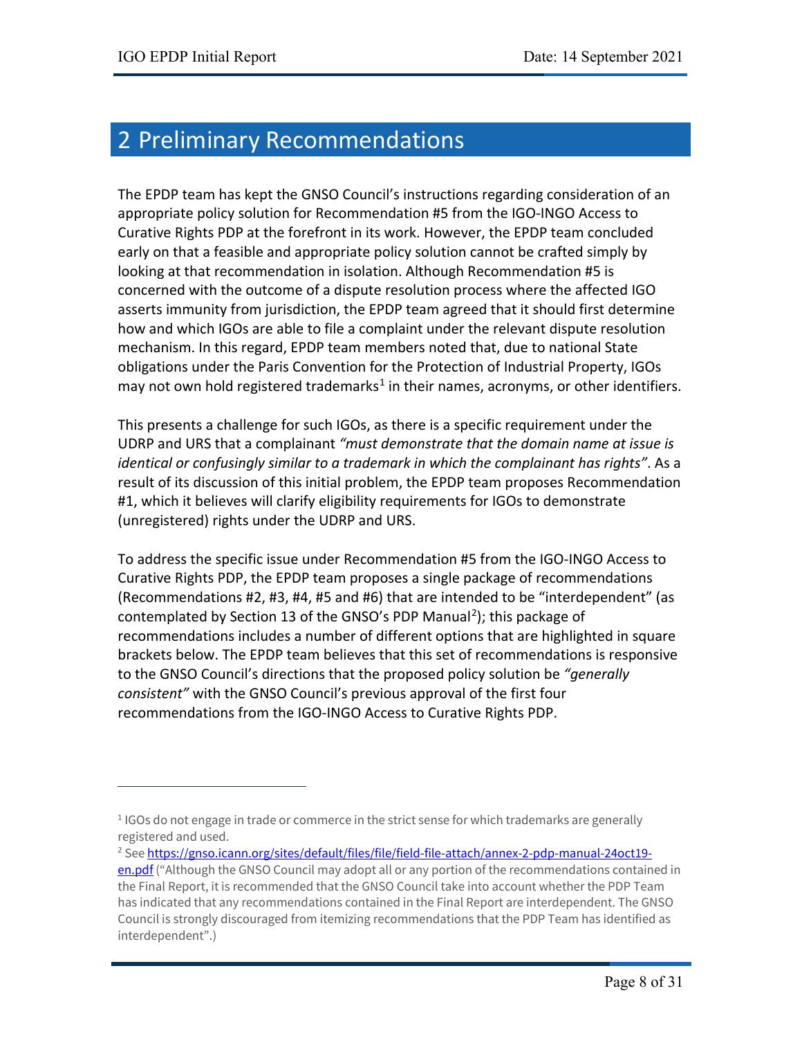# 2 Preliminary Recommendations

The EPDP team has kept the GNSO Council's instructions regarding consideration of an appropriate policy solution for Recommendation #5 from the IGO-INGO Access to Curative Rights PDP at the forefront in its work. However, the EPDP team concluded early on that a feasible and appropriate policy solution cannot be crafted simply by looking at that recommendation in isolation. Although Recommendation #5 is concerned with the outcome of a dispute resolution process where the affected IGO asserts immunity from jurisdiction, the EPDP team agreed that it should first determine how and which IGOs are able to file a complaint under the relevant dispute resolution mechanism. In this regard, EPDP team members noted that, due to national State obligations under the Paris Convention for the Protection of Industrial Property, IGOs may not own hold registered trademarks[1] in their names, acronyms, or other identifiers.

This presents a challenge for such IGOs, as there is a specific requirement under the UDRP and URS that a complainant *"must demonstrate that the domain name at issue is identical or confusingly similar to a trademark in which the complainant has rights"*. As a result of its discussion of this initial problem, the EPDP team proposes Recommendation #1, which it believes will clarify eligibility requirements for IGOs to demonstrate (unregistered) rights under the UDRP and URS.

To address the specific issue under Recommendation #5 from the IGO-INGO Access to Curative Rights PDP, the EPDP team proposes a single package of recommendations (Recommendations #2, #3, #4, #5 and #6) that are intended to be "interdependent" (as contemplated by Section 13 of the GNSO's PDP Manual[2]); this package of recommendations includes a number of different options that are highlighted in square brackets below. The EPDP team believes that this set of recommendations is responsive to the GNSO Council's directions that the proposed policy solution be *"generally consistent"* with the GNSO Council's previous approval of the first four recommendations from the IGO-INGO Access to Curative Rights PDP.

---

[1] IGOs do not engage in trade or commerce in the strict sense for which trademarks are generally registered and used.

[2] See [https://gnso.icann.org/sites/default/files/file/field-file-attach/annex-2-pdp-manual-24oct19-en.pdf](https://gnso.icann.org/sites/default/files/file/field-file-attach/annex-2-pdp-manual-24oct19-en.pdf) ("Although the GNSO Council may adopt all or any portion of the recommendations contained in the Final Report, it is recommended that the GNSO Council take into account whether the PDP Team has indicated that any recommendations contained in the Final Report are interdependent. The GNSO Council is strongly discouraged from itemizing recommendations that the PDP Team has identified as interdependent".)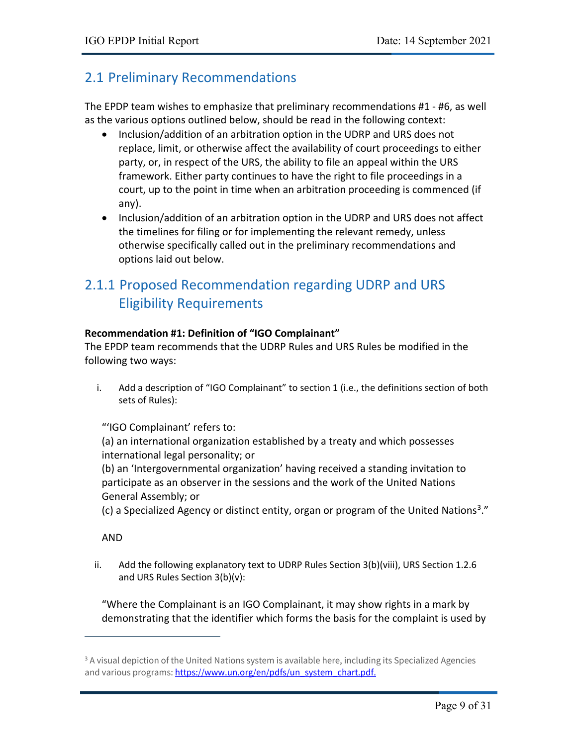## 2.1 Preliminary Recommendations

The EPDP team wishes to emphasize that preliminary recommendations #1 - #6, as well as the various options outlined below, should be read in the following context:

- Inclusion/addition of an arbitration option in the UDRP and URS does not replace, limit, or otherwise affect the availability of court proceedings to either party, or, in respect of the URS, the ability to file an appeal within the URS framework. Either party continues to have the right to file proceedings in a court, up to the point in time when an arbitration proceeding is commenced (if any).
- Inclusion/addition of an arbitration option in the UDRP and URS does not affect the timelines for filing or for implementing the relevant remedy, unless otherwise specifically called out in the preliminary recommendations and options laid out below.

### 2.1.1 Proposed Recommendation regarding UDRP and URS Eligibility Requirements

**Recommendation #1: Definition of "IGO Complainant"**

The EPDP team recommends that the UDRP Rules and URS Rules be modified in the following two ways:

i. Add a description of "IGO Complainant" to section 1 (i.e., the definitions section of both sets of Rules):

"'IGO Complainant' refers to:
(a) an international organization established by a treaty and which possesses international legal personality; or
(b) an 'Intergovernmental organization' having received a standing invitation to participate as an observer in the sessions and the work of the United Nations General Assembly; or
(c) a Specialized Agency or distinct entity, organ or program of the United Nations[3]."

AND

ii. Add the following explanatory text to UDRP Rules Section 3(b)(viii), URS Section 1.2.6 and URS Rules Section 3(b)(v):

"Where the Complainant is an IGO Complainant, it may show rights in a mark by demonstrating that the identifier which forms the basis for the complaint is used by

---

[3] A visual depiction of the United Nations system is available here, including its Specialized Agencies and various programs: https://www.un.org/en/pdfs/un_system_chart.pdf.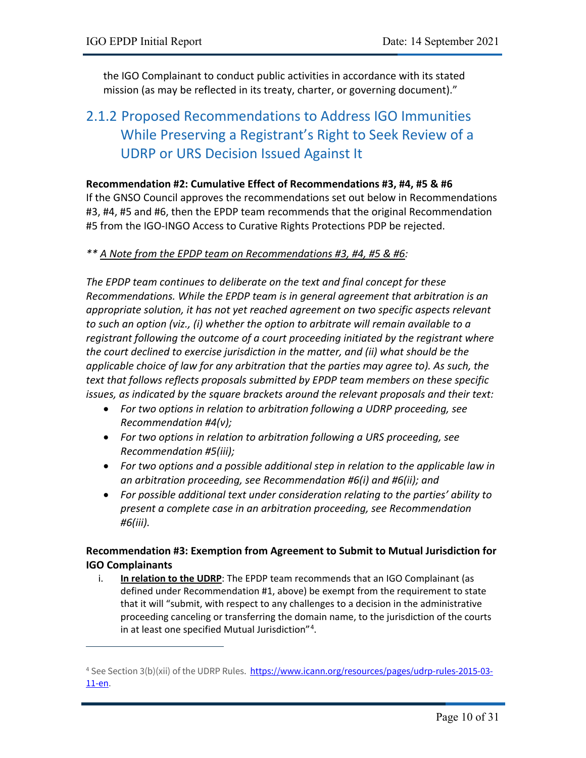the IGO Complainant to conduct public activities in accordance with its stated mission (as may be reflected in its treaty, charter, or governing document)."

### 2.1.2 Proposed Recommendations to Address IGO Immunities While Preserving a Registrant's Right to Seek Review of a UDRP or URS Decision Issued Against It

**Recommendation #2: Cumulative Effect of Recommendations #3, #4, #5 & #6**
If the GNSO Council approves the recommendations set out below in Recommendations #3, #4, #5 and #6, then the EPDP team recommends that the original Recommendation #5 from the IGO-INGO Access to Curative Rights Protections PDP be rejected.

*\*\* A Note from the EPDP team on Recommendations #3, #4, #5 & #6:*

*The EPDP team continues to deliberate on the text and final concept for these Recommendations. While the EPDP team is in general agreement that arbitration is an appropriate solution, it has not yet reached agreement on two specific aspects relevant to such an option (viz., (i) whether the option to arbitrate will remain available to a registrant following the outcome of a court proceeding initiated by the registrant where the court declined to exercise jurisdiction in the matter, and (ii) what should be the applicable choice of law for any arbitration that the parties may agree to). As such, the text that follows reflects proposals submitted by EPDP team members on these specific issues, as indicated by the square brackets around the relevant proposals and their text:*

- *For two options in relation to arbitration following a UDRP proceeding, see Recommendation #4(v);*
- *For two options in relation to arbitration following a URS proceeding, see Recommendation #5(iii);*
- *For two options and a possible additional step in relation to the applicable law in an arbitration proceeding, see Recommendation #6(i) and #6(ii); and*
- *For possible additional text under consideration relating to the parties' ability to present a complete case in an arbitration proceeding, see Recommendation #6(iii).*

**Recommendation #3: Exemption from Agreement to Submit to Mutual Jurisdiction for IGO Complainants**

i. **In relation to the UDRP**: The EPDP team recommends that an IGO Complainant (as defined under Recommendation #1, above) be exempt from the requirement to state that it will "submit, with respect to any challenges to a decision in the administrative proceeding canceling or transferring the domain name, to the jurisdiction of the courts in at least one specified Mutual Jurisdiction"[4].

---

[4] See Section 3(b)(xii) of the UDRP Rules. https://www.icann.org/resources/pages/udrp-rules-2015-03-11-en.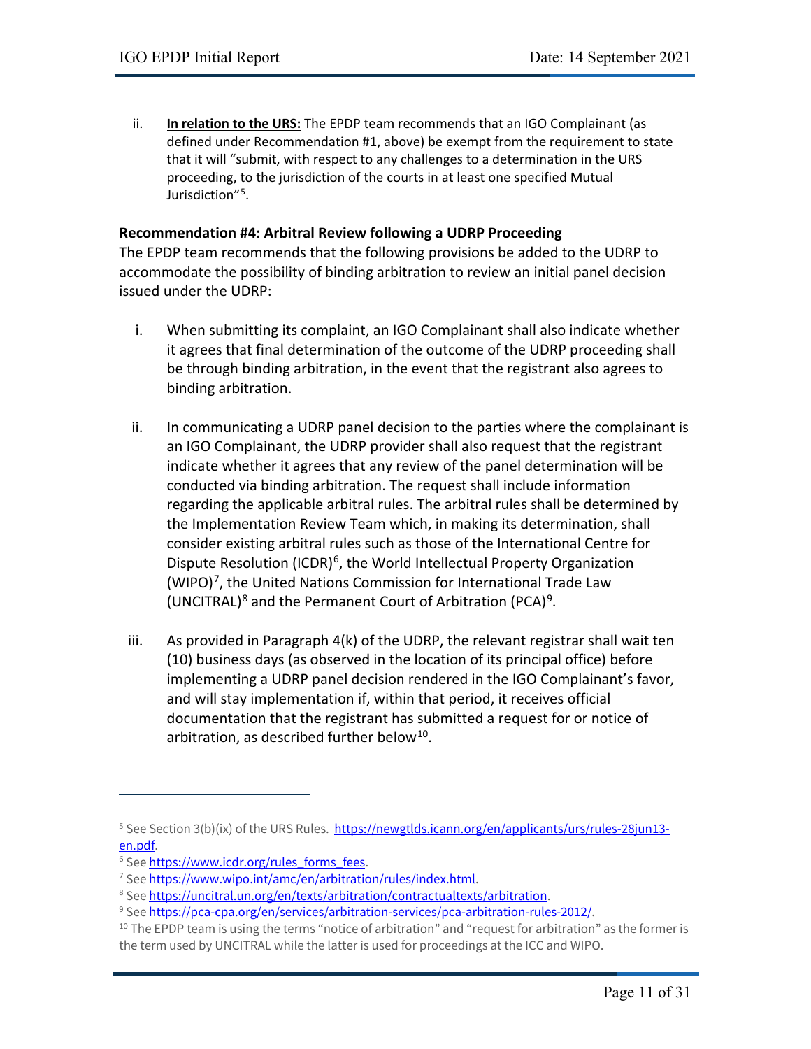ii. **In relation to the URS:** The EPDP team recommends that an IGO Complainant (as defined under Recommendation #1, above) be exempt from the requirement to state that it will "submit, with respect to any challenges to a determination in the URS proceeding, to the jurisdiction of the courts in at least one specified Mutual Jurisdiction"[5].

**Recommendation #4: Arbitral Review following a UDRP Proceeding**

The EPDP team recommends that the following provisions be added to the UDRP to accommodate the possibility of binding arbitration to review an initial panel decision issued under the UDRP:

i. When submitting its complaint, an IGO Complainant shall also indicate whether it agrees that final determination of the outcome of the UDRP proceeding shall be through binding arbitration, in the event that the registrant also agrees to binding arbitration.

ii. In communicating a UDRP panel decision to the parties where the complainant is an IGO Complainant, the UDRP provider shall also request that the registrant indicate whether it agrees that any review of the panel determination will be conducted via binding arbitration. The request shall include information regarding the applicable arbitral rules. The arbitral rules shall be determined by the Implementation Review Team which, in making its determination, shall consider existing arbitral rules such as those of the International Centre for Dispute Resolution (ICDR)[6], the World Intellectual Property Organization (WIPO)[7], the United Nations Commission for International Trade Law (UNCITRAL)[8] and the Permanent Court of Arbitration (PCA)[9].

iii. As provided in Paragraph 4(k) of the UDRP, the relevant registrar shall wait ten (10) business days (as observed in the location of its principal office) before implementing a UDRP panel decision rendered in the IGO Complainant's favor, and will stay implementation if, within that period, it receives official documentation that the registrant has submitted a request for or notice of arbitration, as described further below[10].

---

[5] See Section 3(b)(ix) of the URS Rules. https://newgtlds.icann.org/en/applicants/urs/rules-28jun13-en.pdf.

[6] See https://www.icdr.org/rules_forms_fees.

[7] See https://www.wipo.int/amc/en/arbitration/rules/index.html.

[8] See https://uncitral.un.org/en/texts/arbitration/contractualtexts/arbitration.

[9] See https://pca-cpa.org/en/services/arbitration-services/pca-arbitration-rules-2012/.

[10] The EPDP team is using the terms "notice of arbitration" and "request for arbitration" as the former is the term used by UNCITRAL while the latter is used for proceedings at the ICC and WIPO.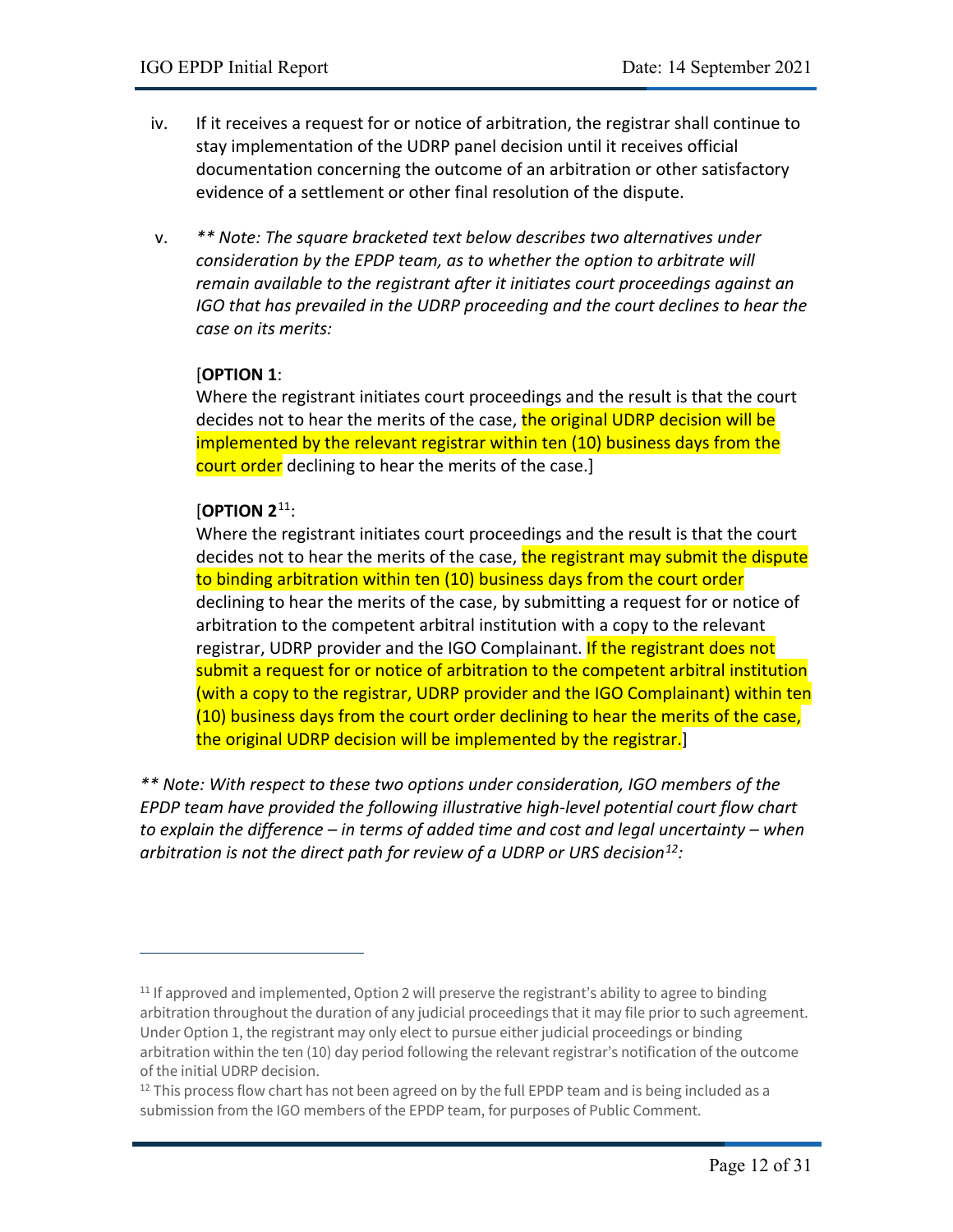iv. If it receives a request for or notice of arbitration, the registrar shall continue to stay implementation of the UDRP panel decision until it receives official documentation concerning the outcome of an arbitration or other satisfactory evidence of a settlement or other final resolution of the dispute.

v. *** Note: The square bracketed text below describes two alternatives under consideration by the EPDP team, as to whether the option to arbitrate will remain available to the registrant after it initiates court proceedings against an IGO that has prevailed in the UDRP proceeding and the court declines to hear the case on its merits:*

[**OPTION 1**:
Where the registrant initiates court proceedings and the result is that the court decides not to hear the merits of the case, the original UDRP decision will be implemented by the relevant registrar within ten (10) business days from the court order declining to hear the merits of the case.]

[**OPTION 2**[11]:
Where the registrant initiates court proceedings and the result is that the court decides not to hear the merits of the case, the registrant may submit the dispute to binding arbitration within ten (10) business days from the court order declining to hear the merits of the case, by submitting a request for or notice of arbitration to the competent arbitral institution with a copy to the relevant registrar, UDRP provider and the IGO Complainant. If the registrant does not submit a request for or notice of arbitration to the competent arbitral institution (with a copy to the registrar, UDRP provider and the IGO Complainant) within ten (10) business days from the court order declining to hear the merits of the case, the original UDRP decision will be implemented by the registrar.]

*** Note: With respect to these two options under consideration, IGO members of the EPDP team have provided the following illustrative high-level potential court flow chart to explain the difference – in terms of added time and cost and legal uncertainty – when arbitration is not the direct path for review of a UDRP or URS decision[12]:*

---

[11] If approved and implemented, Option 2 will preserve the registrant's ability to agree to binding arbitration throughout the duration of any judicial proceedings that it may file prior to such agreement. Under Option 1, the registrant may only elect to pursue either judicial proceedings or binding arbitration within the ten (10) day period following the relevant registrar's notification of the outcome of the initial UDRP decision.

[12] This process flow chart has not been agreed on by the full EPDP team and is being included as a submission from the IGO members of the EPDP team, for purposes of Public Comment.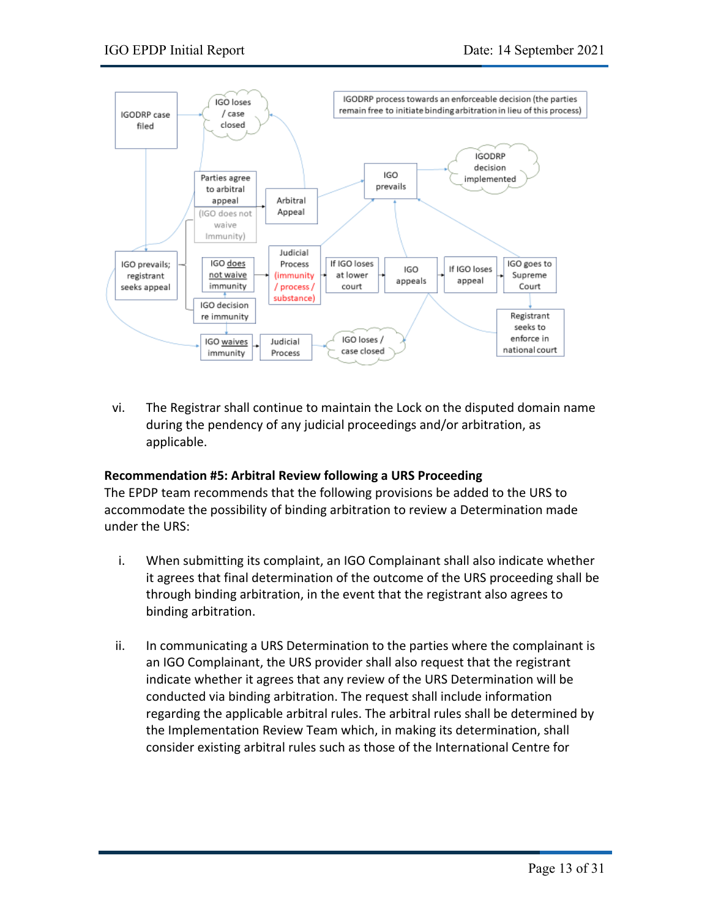IGODRP case filed

IGO loses / case closed

IGODRP process towards an enforceable decision (the parties remain free to initiate binding arbitration in lieu of this process)

IGODRP decision implemented

Parties agree to arbitral appeal (IGO does not waive Immunity)

Arbitral Appeal

IGO prevails

IGO prevails; registrant seeks appeal

IGO does not waive immunity

Judicial Process (immunity / process / substance)

If IGO loses at lower court

IGO appeals

If IGO loses appeal

IGO goes to Supreme Court

IGO decision re immunity

Registrant seeks to enforce in national court

IGO waives immunity

Judicial Process

IGO loses / case closed

vi. The Registrar shall continue to maintain the Lock on the disputed domain name during the pendency of any judicial proceedings and/or arbitration, as applicable.

**Recommendation #5: Arbitral Review following a URS Proceeding**
The EPDP team recommends that the following provisions be added to the URS to accommodate the possibility of binding arbitration to review a Determination made under the URS:

i. When submitting its complaint, an IGO Complainant shall also indicate whether it agrees that final determination of the outcome of the URS proceeding shall be through binding arbitration, in the event that the registrant also agrees to binding arbitration.

ii. In communicating a URS Determination to the parties where the complainant is an IGO Complainant, the URS provider shall also request that the registrant indicate whether it agrees that any review of the URS Determination will be conducted via binding arbitration. The request shall include information regarding the applicable arbitral rules. The arbitral rules shall be determined by the Implementation Review Team which, in making its determination, shall consider existing arbitral rules such as those of the International Centre for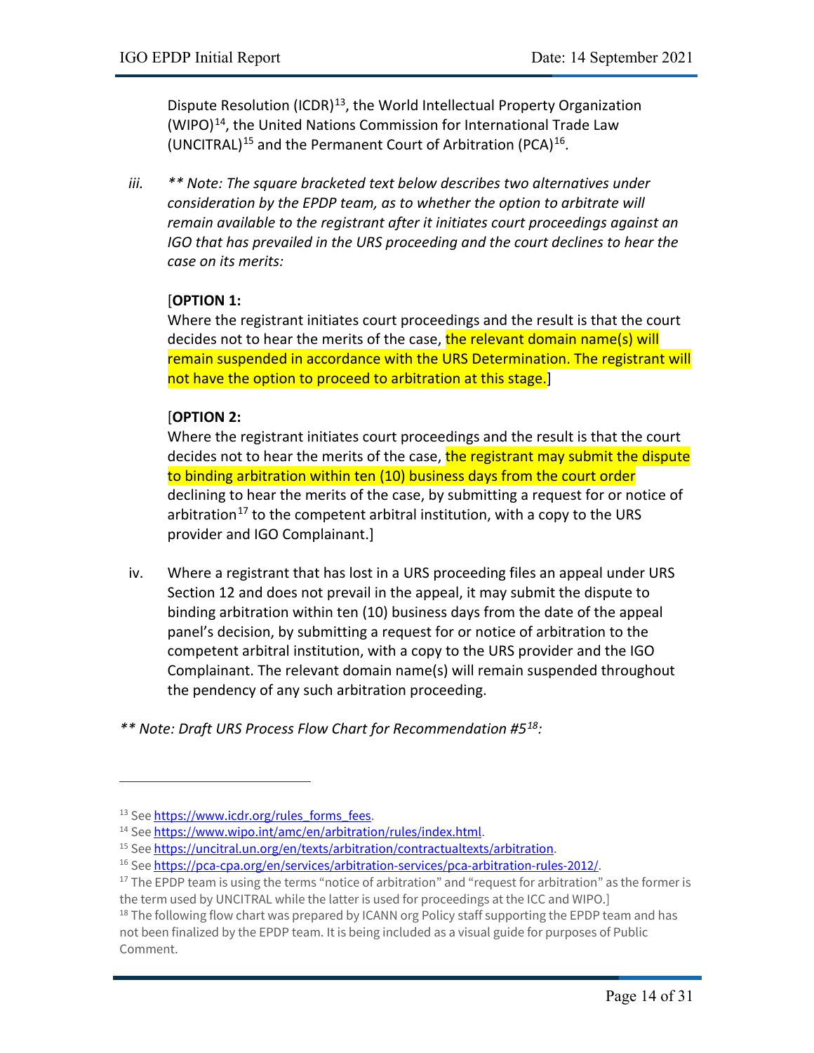Dispute Resolution (ICDR)[13], the World Intellectual Property Organization (WIPO)[14], the United Nations Commission for International Trade Law (UNCITRAL)[15] and the Permanent Court of Arbitration (PCA)[16].

iii. *** Note: The square bracketed text below describes two alternatives under consideration by the EPDP team, as to whether the option to arbitrate will remain available to the registrant after it initiates court proceedings against an IGO that has prevailed in the URS proceeding and the court declines to hear the case on its merits:*

[**OPTION 1:**
Where the registrant initiates court proceedings and the result is that the court decides not to hear the merits of the case, the relevant domain name(s) will remain suspended in accordance with the URS Determination. The registrant will not have the option to proceed to arbitration at this stage.]

[**OPTION 2:**
Where the registrant initiates court proceedings and the result is that the court decides not to hear the merits of the case, the registrant may submit the dispute to binding arbitration within ten (10) business days from the court order declining to hear the merits of the case, by submitting a request for or notice of arbitration[17] to the competent arbitral institution, with a copy to the URS provider and IGO Complainant.]

iv. Where a registrant that has lost in a URS proceeding files an appeal under URS Section 12 and does not prevail in the appeal, it may submit the dispute to binding arbitration within ten (10) business days from the date of the appeal panel's decision, by submitting a request for or notice of arbitration to the competent arbitral institution, with a copy to the URS provider and the IGO Complainant. The relevant domain name(s) will remain suspended throughout the pendency of any such arbitration proceeding.

*** Note: Draft URS Process Flow Chart for Recommendation #5[18]:*

---

[13] See https://www.icdr.org/rules_forms_fees.

[14] See https://www.wipo.int/amc/en/arbitration/rules/index.html.

[15] See https://uncitral.un.org/en/texts/arbitration/contractualtexts/arbitration.

[16] See https://pca-cpa.org/en/services/arbitration-services/pca-arbitration-rules-2012/.

[17] The EPDP team is using the terms "notice of arbitration" and "request for arbitration" as the former is the term used by UNCITRAL while the latter is used for proceedings at the ICC and WIPO.]

[18] The following flow chart was prepared by ICANN org Policy staff supporting the EPDP team and has not been finalized by the EPDP team. It is being included as a visual guide for purposes of Public Comment.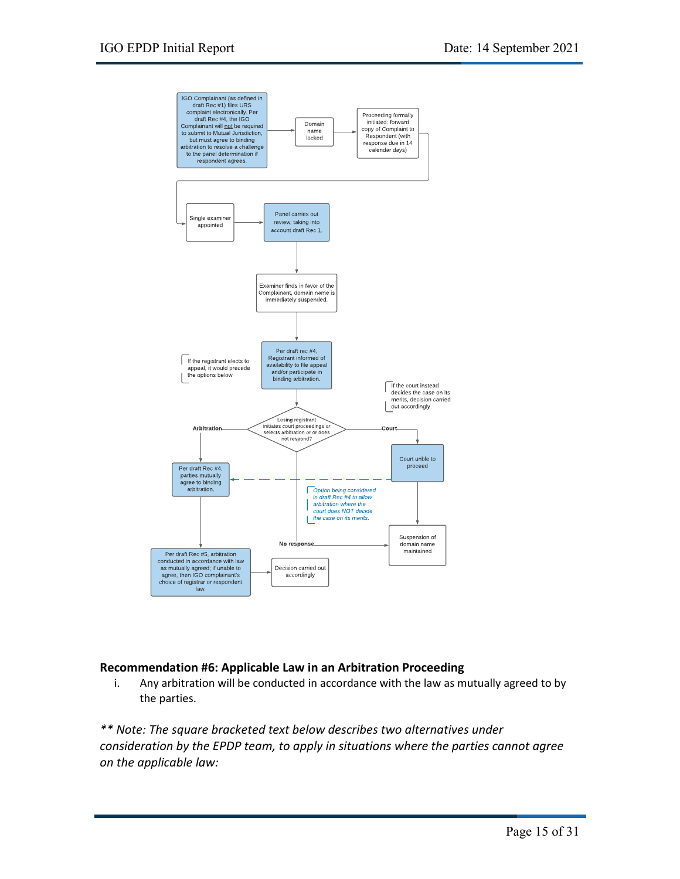IGO Complainant (as defined in draft Rec #1) files URS complaint electronically. Per draft Rec #4, the IGO Complainant will not be required to submit to Mutual Jurisdiction, but must agree to binding arbitration to resolve a challenge to the panel determination if respondent agrees.

Domain name locked

Proceeding formally initiated: forward copy of Complaint to Respondent (with response due in 14 calendar days)

Single examiner appointed

Panel carries out review, taking into account draft Rec 1.

Examiner finds in favor of the Complainant, domain name is immediately suspended.

If the registrant elects to appeal, it would precede the options below

Per draft rec #4, Registrant informed of availability to file appeal and/or participate in binding arbitration.

If the court instead decides the case on its merits, decision carried out accordingly

Losing registrant initiates court proceedings or selects arbitration or or does not respond?

**Arbitration**

**Court**

Court unble to proceed

Per draft Rec #4, parties mutually agree to binding arbitration.

*Option being considered in draft Rec #4 to allow arbitration where the court does NOT decide the case on its merits.*

**No response**

Suspension of domain name maintained

Per draft Rec #5, arbitration conducted in accordance with law as mutually agreed; if unable to agree, then IGO complainant's choice of registrar or respondent law.

Decision carried out accordingly

## Recommendation #6: Applicable Law in an Arbitration Proceeding

i. Any arbitration will be conducted in accordance with the law as mutually agreed to by the parties.

*\*\* Note: The square bracketed text below describes two alternatives under consideration by the EPDP team, to apply in situations where the parties cannot agree on the applicable law:*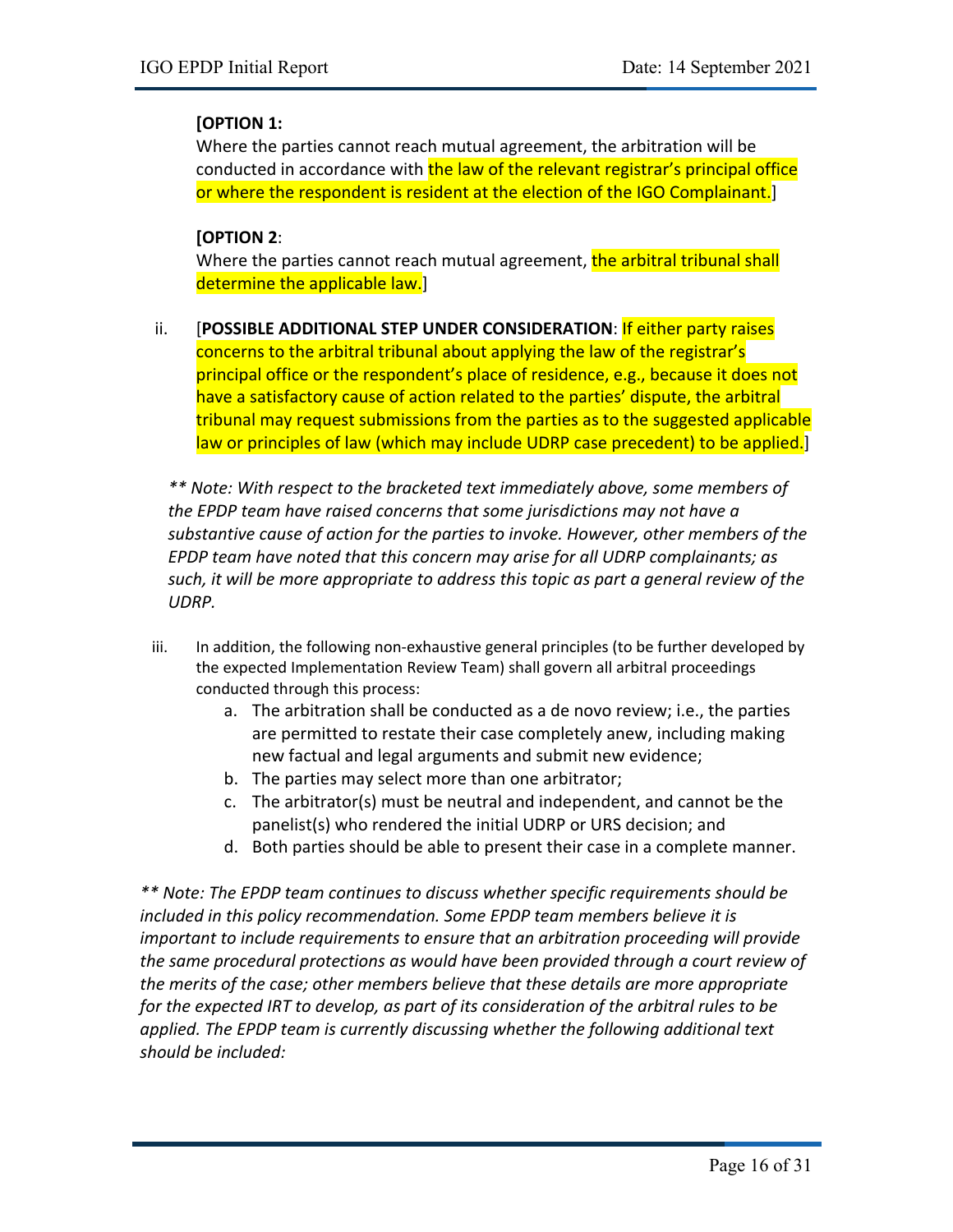**[OPTION 1:**

Where the parties cannot reach mutual agreement, the arbitration will be conducted in accordance with the law of the relevant registrar's principal office or where the respondent is resident at the election of the IGO Complainant.]

**[OPTION 2**:

Where the parties cannot reach mutual agreement, the arbitral tribunal shall determine the applicable law.]

ii. [**POSSIBLE ADDITIONAL STEP UNDER CONSIDERATION**: If either party raises concerns to the arbitral tribunal about applying the law of the registrar's principal office or the respondent's place of residence, e.g., because it does not have a satisfactory cause of action related to the parties' dispute, the arbitral tribunal may request submissions from the parties as to the suggested applicable law or principles of law (which may include UDRP case precedent) to be applied.]

*\*\* Note: With respect to the bracketed text immediately above, some members of the EPDP team have raised concerns that some jurisdictions may not have a substantive cause of action for the parties to invoke. However, other members of the EPDP team have noted that this concern may arise for all UDRP complainants; as such, it will be more appropriate to address this topic as part a general review of the UDRP.*

iii. In addition, the following non-exhaustive general principles (to be further developed by the expected Implementation Review Team) shall govern all arbitral proceedings conducted through this process:

a. The arbitration shall be conducted as a de novo review; i.e., the parties are permitted to restate their case completely anew, including making new factual and legal arguments and submit new evidence;

b. The parties may select more than one arbitrator;

c. The arbitrator(s) must be neutral and independent, and cannot be the panelist(s) who rendered the initial UDRP or URS decision; and

d. Both parties should be able to present their case in a complete manner.

*\*\* Note: The EPDP team continues to discuss whether specific requirements should be included in this policy recommendation. Some EPDP team members believe it is important to include requirements to ensure that an arbitration proceeding will provide the same procedural protections as would have been provided through a court review of the merits of the case; other members believe that these details are more appropriate for the expected IRT to develop, as part of its consideration of the arbitral rules to be applied. The EPDP team is currently discussing whether the following additional text should be included:*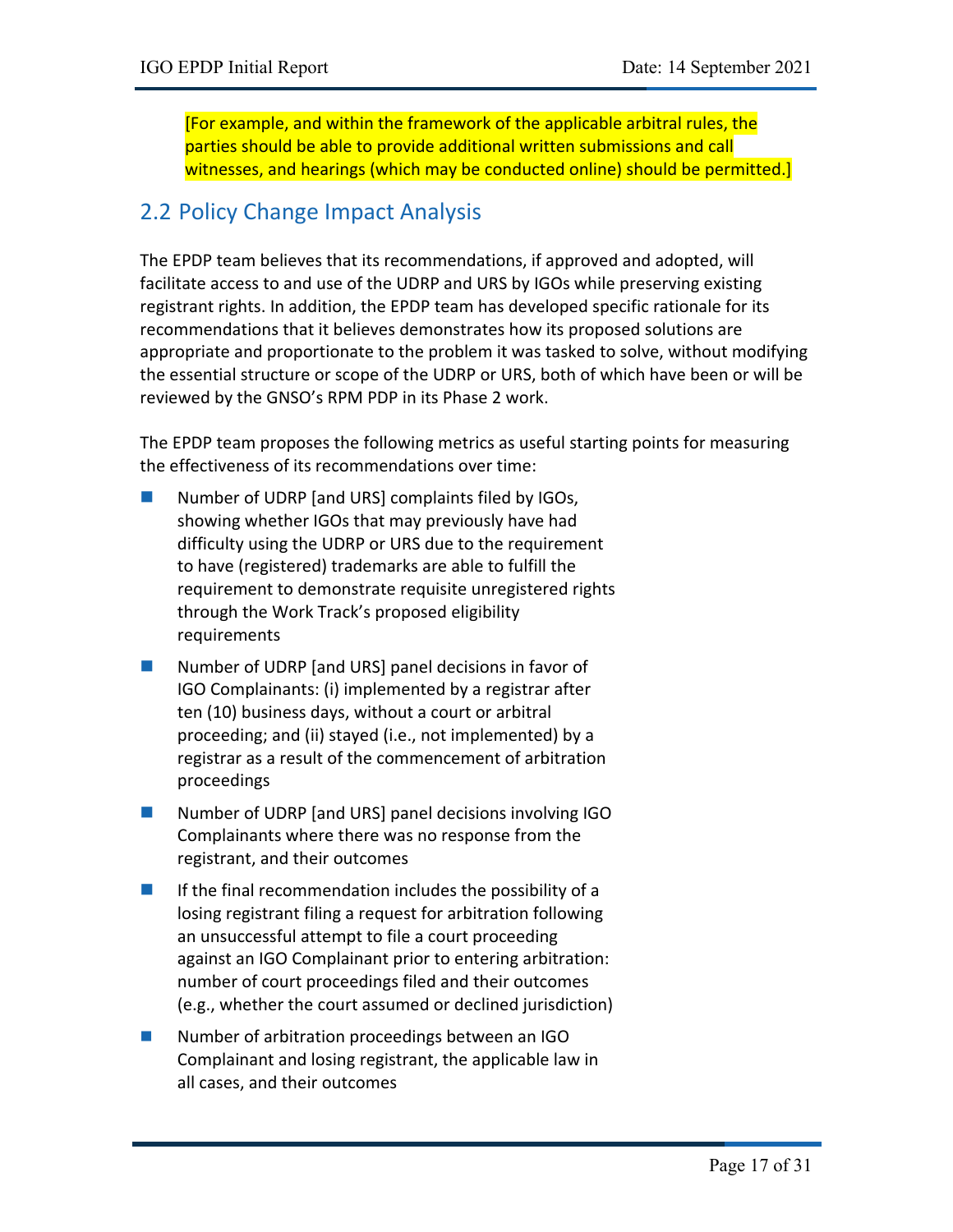[For example, and within the framework of the applicable arbitral rules, the parties should be able to provide additional written submissions and call witnesses, and hearings (which may be conducted online) should be permitted.]

## 2.2 Policy Change Impact Analysis

The EPDP team believes that its recommendations, if approved and adopted, will facilitate access to and use of the UDRP and URS by IGOs while preserving existing registrant rights. In addition, the EPDP team has developed specific rationale for its recommendations that it believes demonstrates how its proposed solutions are appropriate and proportionate to the problem it was tasked to solve, without modifying the essential structure or scope of the UDRP or URS, both of which have been or will be reviewed by the GNSO's RPM PDP in its Phase 2 work.

The EPDP team proposes the following metrics as useful starting points for measuring the effectiveness of its recommendations over time:

- Number of UDRP [and URS] complaints filed by IGOs, showing whether IGOs that may previously have had difficulty using the UDRP or URS due to the requirement to have (registered) trademarks are able to fulfill the requirement to demonstrate requisite unregistered rights through the Work Track's proposed eligibility requirements
- Number of UDRP [and URS] panel decisions in favor of IGO Complainants: (i) implemented by a registrar after ten (10) business days, without a court or arbitral proceeding; and (ii) stayed (i.e., not implemented) by a registrar as a result of the commencement of arbitration proceedings
- Number of UDRP [and URS] panel decisions involving IGO Complainants where there was no response from the registrant, and their outcomes
- If the final recommendation includes the possibility of a losing registrant filing a request for arbitration following an unsuccessful attempt to file a court proceeding against an IGO Complainant prior to entering arbitration: number of court proceedings filed and their outcomes (e.g., whether the court assumed or declined jurisdiction)
- Number of arbitration proceedings between an IGO Complainant and losing registrant, the applicable law in all cases, and their outcomes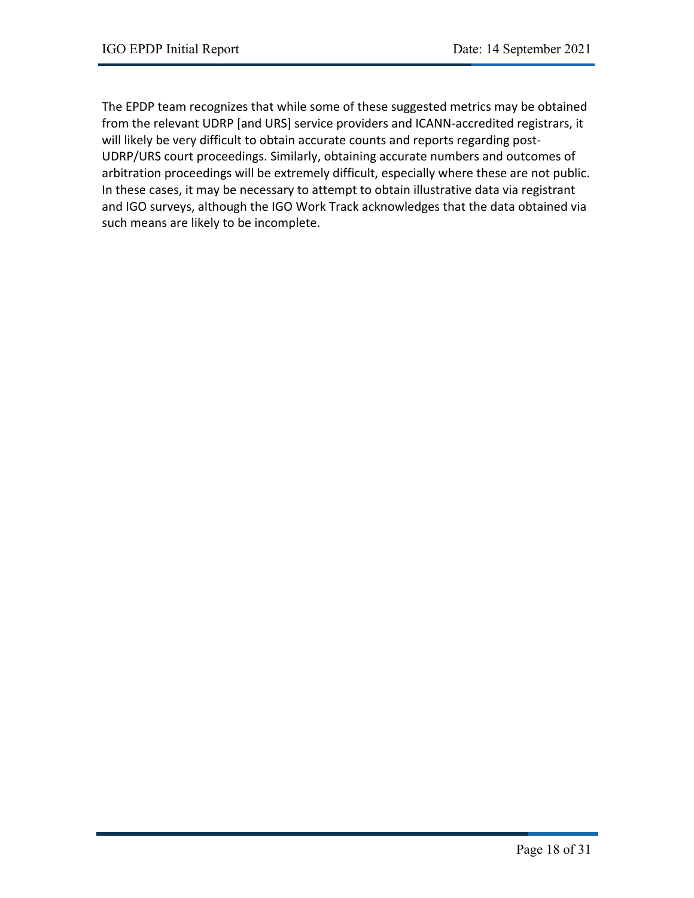The EPDP team recognizes that while some of these suggested metrics may be obtained from the relevant UDRP [and URS] service providers and ICANN-accredited registrars, it will likely be very difficult to obtain accurate counts and reports regarding post-UDRP/URS court proceedings. Similarly, obtaining accurate numbers and outcomes of arbitration proceedings will be extremely difficult, especially where these are not public. In these cases, it may be necessary to attempt to obtain illustrative data via registrant and IGO surveys, although the IGO Work Track acknowledges that the data obtained via such means are likely to be incomplete.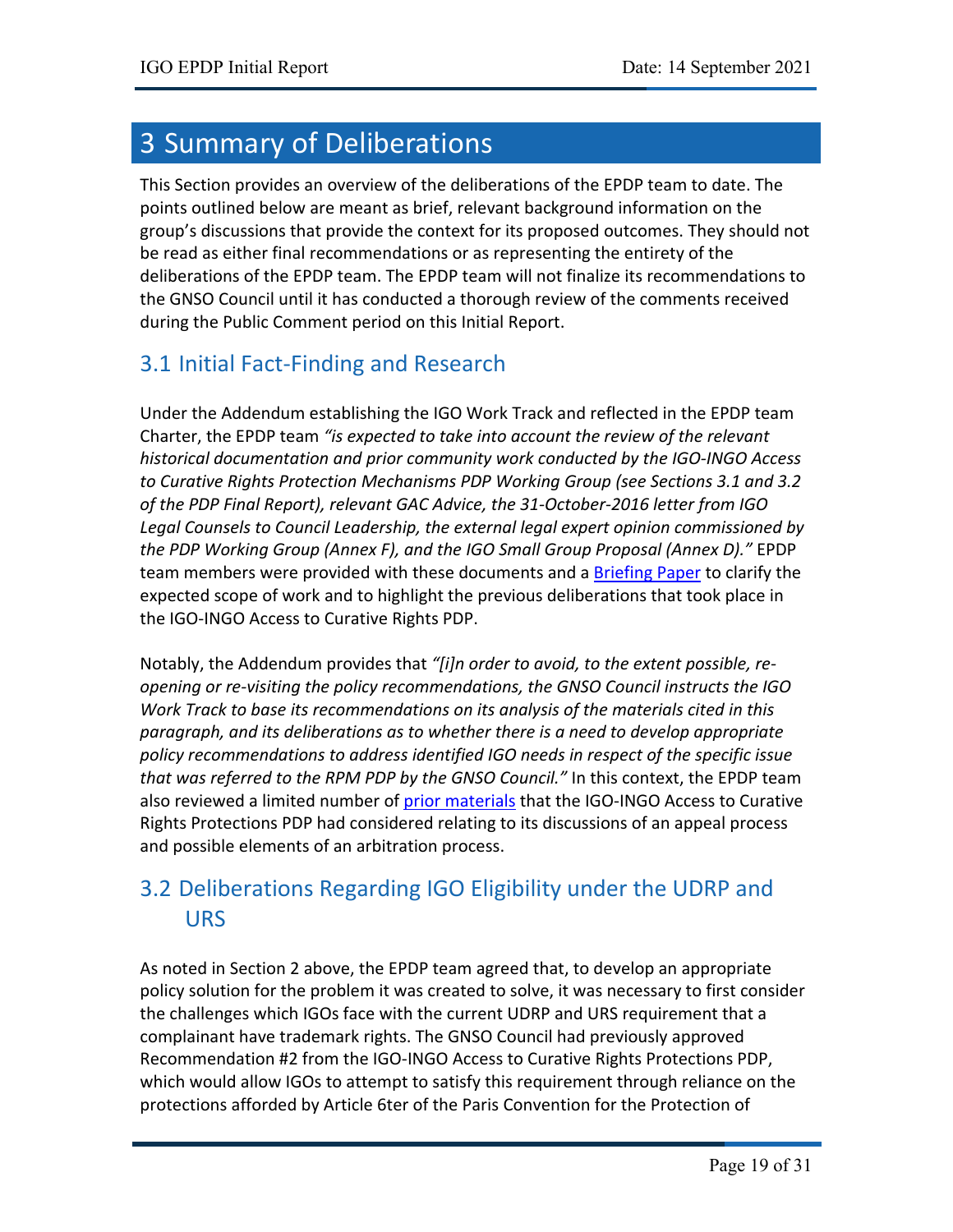# 3 Summary of Deliberations

This Section provides an overview of the deliberations of the EPDP team to date. The points outlined below are meant as brief, relevant background information on the group's discussions that provide the context for its proposed outcomes. They should not be read as either final recommendations or as representing the entirety of the deliberations of the EPDP team. The EPDP team will not finalize its recommendations to the GNSO Council until it has conducted a thorough review of the comments received during the Public Comment period on this Initial Report.

## 3.1 Initial Fact-Finding and Research

Under the Addendum establishing the IGO Work Track and reflected in the EPDP team Charter, the EPDP team *"is expected to take into account the review of the relevant historical documentation and prior community work conducted by the IGO-INGO Access to Curative Rights Protection Mechanisms PDP Working Group (see Sections 3.1 and 3.2 of the PDP Final Report), relevant GAC Advice, the 31-October-2016 letter from IGO Legal Counsels to Council Leadership, the external legal expert opinion commissioned by the PDP Working Group (Annex F), and the IGO Small Group Proposal (Annex D)."* EPDP team members were provided with these documents and a Briefing Paper to clarify the expected scope of work and to highlight the previous deliberations that took place in the IGO-INGO Access to Curative Rights PDP.

Notably, the Addendum provides that *"[i]n order to avoid, to the extent possible, re-opening or re-visiting the policy recommendations, the GNSO Council instructs the IGO Work Track to base its recommendations on its analysis of the materials cited in this paragraph, and its deliberations as to whether there is a need to develop appropriate policy recommendations to address identified IGO needs in respect of the specific issue that was referred to the RPM PDP by the GNSO Council."* In this context, the EPDP team also reviewed a limited number of prior materials that the IGO-INGO Access to Curative Rights Protections PDP had considered relating to its discussions of an appeal process and possible elements of an arbitration process.

## 3.2 Deliberations Regarding IGO Eligibility under the UDRP and URS

As noted in Section 2 above, the EPDP team agreed that, to develop an appropriate policy solution for the problem it was created to solve, it was necessary to first consider the challenges which IGOs face with the current UDRP and URS requirement that a complainant have trademark rights. The GNSO Council had previously approved Recommendation #2 from the IGO-INGO Access to Curative Rights Protections PDP, which would allow IGOs to attempt to satisfy this requirement through reliance on the protections afforded by Article 6ter of the Paris Convention for the Protection of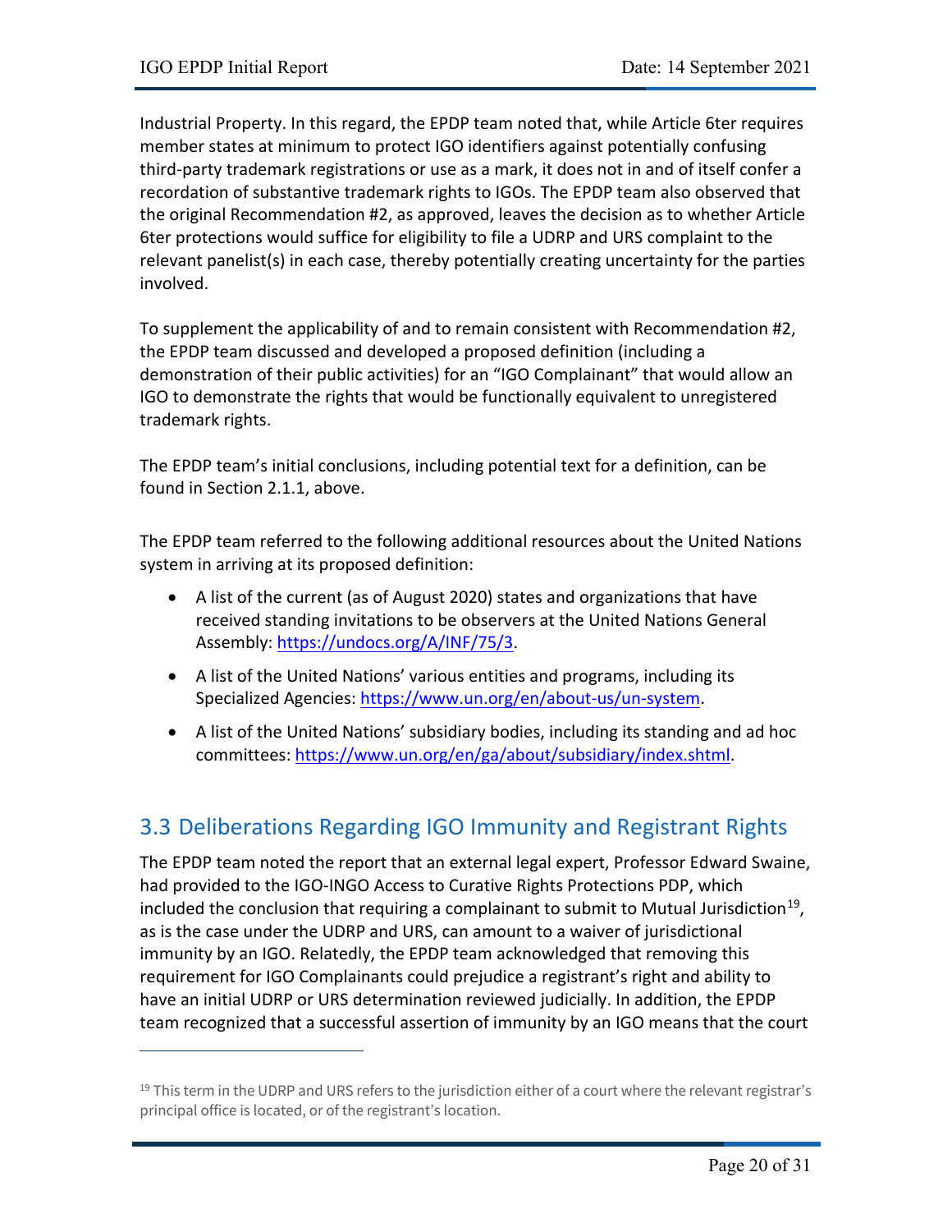Industrial Property. In this regard, the EPDP team noted that, while Article 6ter requires member states at minimum to protect IGO identifiers against potentially confusing third-party trademark registrations or use as a mark, it does not in and of itself confer a recordation of substantive trademark rights to IGOs. The EPDP team also observed that the original Recommendation #2, as approved, leaves the decision as to whether Article 6ter protections would suffice for eligibility to file a UDRP and URS complaint to the relevant panelist(s) in each case, thereby potentially creating uncertainty for the parties involved.

To supplement the applicability of and to remain consistent with Recommendation #2, the EPDP team discussed and developed a proposed definition (including a demonstration of their public activities) for an "IGO Complainant" that would allow an IGO to demonstrate the rights that would be functionally equivalent to unregistered trademark rights.

The EPDP team's initial conclusions, including potential text for a definition, can be found in Section 2.1.1, above.

The EPDP team referred to the following additional resources about the United Nations system in arriving at its proposed definition:

- A list of the current (as of August 2020) states and organizations that have received standing invitations to be observers at the United Nations General Assembly: https://undocs.org/A/INF/75/3.
- A list of the United Nations' various entities and programs, including its Specialized Agencies: https://www.un.org/en/about-us/un-system.
- A list of the United Nations' subsidiary bodies, including its standing and ad hoc committees: https://www.un.org/en/ga/about/subsidiary/index.shtml.

## 3.3 Deliberations Regarding IGO Immunity and Registrant Rights

The EPDP team noted the report that an external legal expert, Professor Edward Swaine, had provided to the IGO-INGO Access to Curative Rights Protections PDP, which included the conclusion that requiring a complainant to submit to Mutual Jurisdiction[19], as is the case under the UDRP and URS, can amount to a waiver of jurisdictional immunity by an IGO. Relatedly, the EPDP team acknowledged that removing this requirement for IGO Complainants could prejudice a registrant's right and ability to have an initial UDRP or URS determination reviewed judicially. In addition, the EPDP team recognized that a successful assertion of immunity by an IGO means that the court

[19] This term in the UDRP and URS refers to the jurisdiction either of a court where the relevant registrar's principal office is located, or of the registrant's location.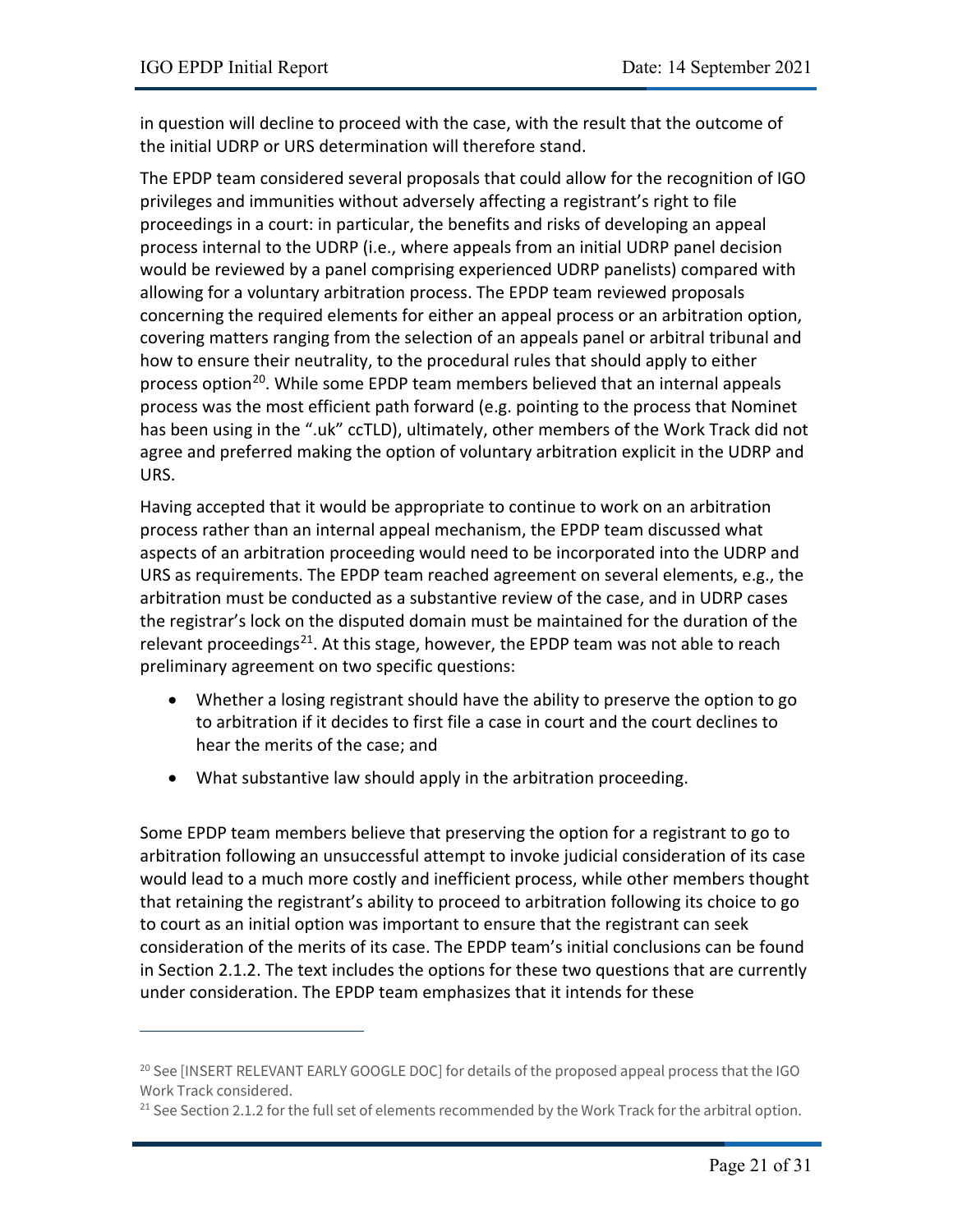in question will decline to proceed with the case, with the result that the outcome of the initial UDRP or URS determination will therefore stand.

The EPDP team considered several proposals that could allow for the recognition of IGO privileges and immunities without adversely affecting a registrant's right to file proceedings in a court: in particular, the benefits and risks of developing an appeal process internal to the UDRP (i.e., where appeals from an initial UDRP panel decision would be reviewed by a panel comprising experienced UDRP panelists) compared with allowing for a voluntary arbitration process. The EPDP team reviewed proposals concerning the required elements for either an appeal process or an arbitration option, covering matters ranging from the selection of an appeals panel or arbitral tribunal and how to ensure their neutrality, to the procedural rules that should apply to either process option[20]. While some EPDP team members believed that an internal appeals process was the most efficient path forward (e.g. pointing to the process that Nominet has been using in the ".uk" ccTLD), ultimately, other members of the Work Track did not agree and preferred making the option of voluntary arbitration explicit in the UDRP and URS.

Having accepted that it would be appropriate to continue to work on an arbitration process rather than an internal appeal mechanism, the EPDP team discussed what aspects of an arbitration proceeding would need to be incorporated into the UDRP and URS as requirements. The EPDP team reached agreement on several elements, e.g., the arbitration must be conducted as a substantive review of the case, and in UDRP cases the registrar's lock on the disputed domain must be maintained for the duration of the relevant proceedings[21]. At this stage, however, the EPDP team was not able to reach preliminary agreement on two specific questions:

- Whether a losing registrant should have the ability to preserve the option to go to arbitration if it decides to first file a case in court and the court declines to hear the merits of the case; and
- What substantive law should apply in the arbitration proceeding.

Some EPDP team members believe that preserving the option for a registrant to go to arbitration following an unsuccessful attempt to invoke judicial consideration of its case would lead to a much more costly and inefficient process, while other members thought that retaining the registrant's ability to proceed to arbitration following its choice to go to court as an initial option was important to ensure that the registrant can seek consideration of the merits of its case. The EPDP team's initial conclusions can be found in Section 2.1.2. The text includes the options for these two questions that are currently under consideration. The EPDP team emphasizes that it intends for these

[20] See [INSERT RELEVANT EARLY GOOGLE DOC] for details of the proposed appeal process that the IGO Work Track considered.

[21] See Section 2.1.2 for the full set of elements recommended by the Work Track for the arbitral option.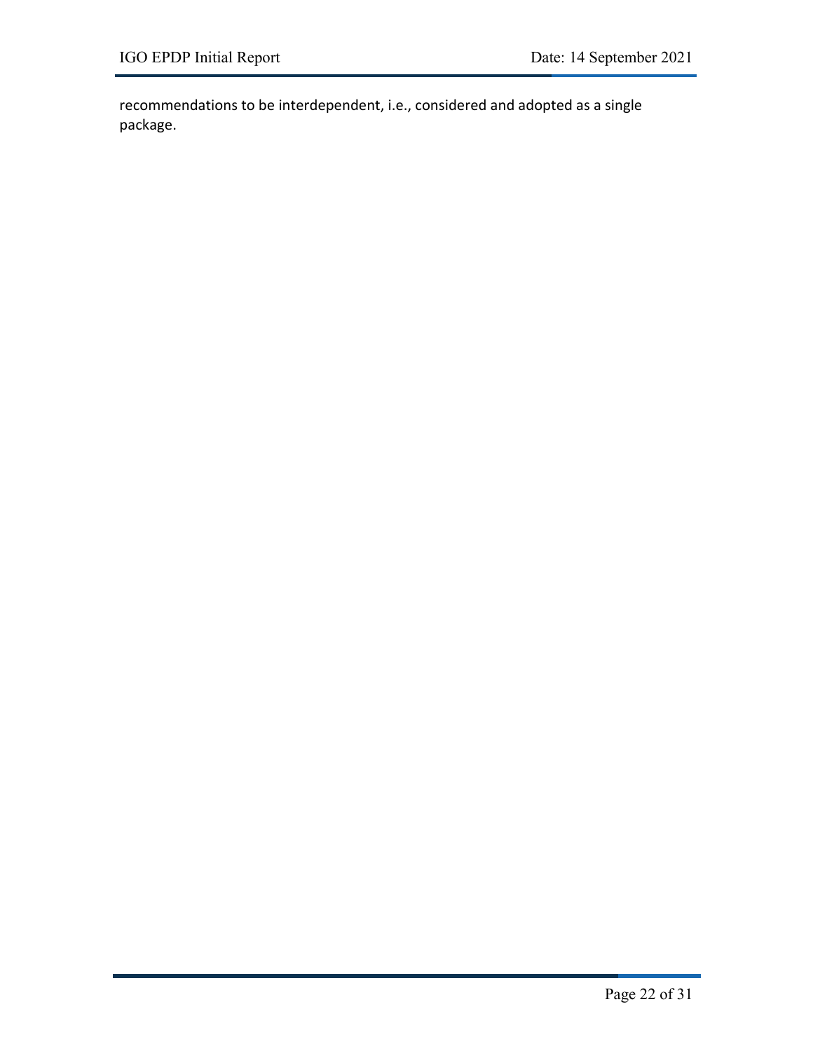recommendations to be interdependent, i.e., considered and adopted as a single package.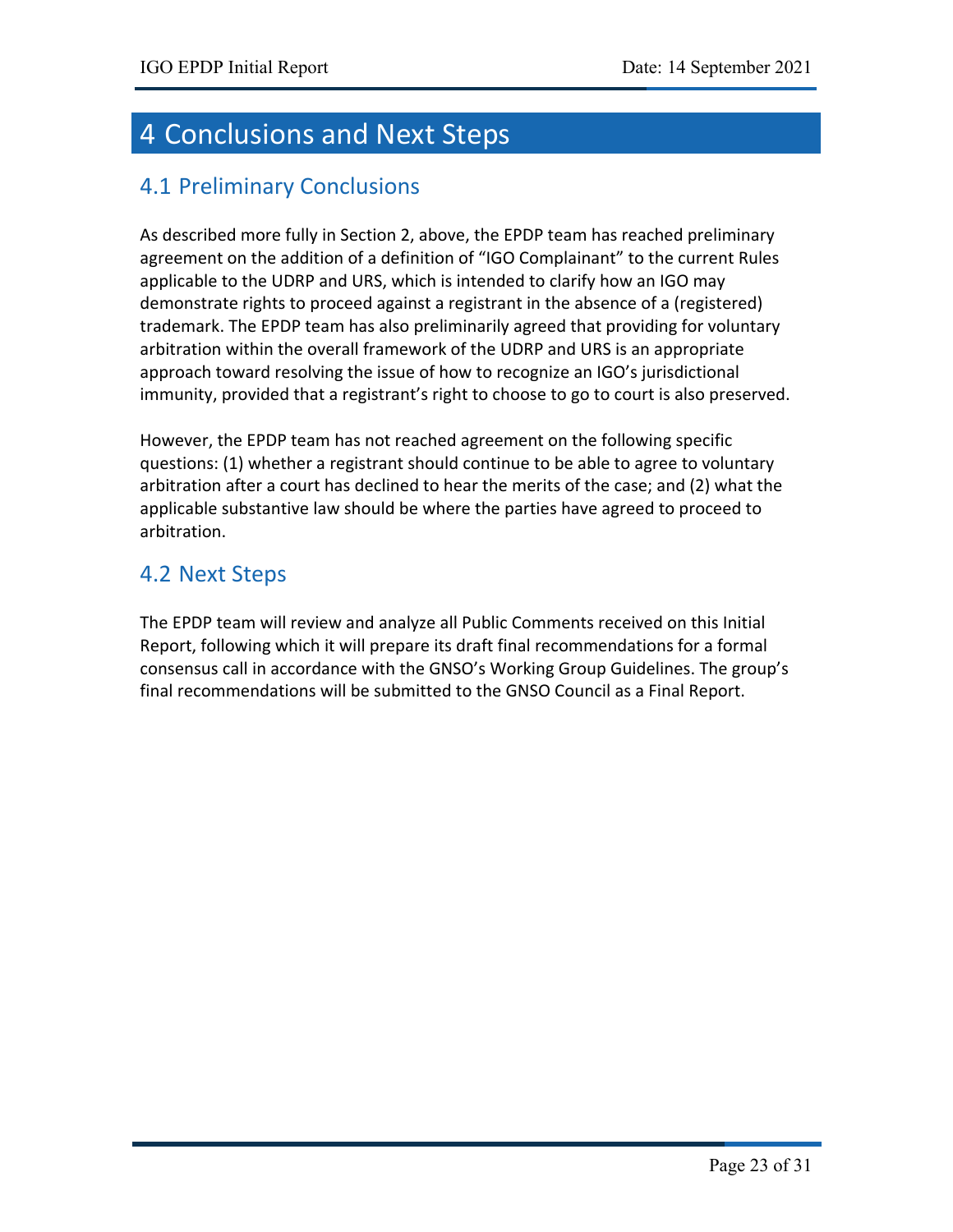# 4 Conclusions and Next Steps

## 4.1 Preliminary Conclusions

As described more fully in Section 2, above, the EPDP team has reached preliminary agreement on the addition of a definition of "IGO Complainant" to the current Rules applicable to the UDRP and URS, which is intended to clarify how an IGO may demonstrate rights to proceed against a registrant in the absence of a (registered) trademark. The EPDP team has also preliminarily agreed that providing for voluntary arbitration within the overall framework of the UDRP and URS is an appropriate approach toward resolving the issue of how to recognize an IGO's jurisdictional immunity, provided that a registrant's right to choose to go to court is also preserved.

However, the EPDP team has not reached agreement on the following specific questions: (1) whether a registrant should continue to be able to agree to voluntary arbitration after a court has declined to hear the merits of the case; and (2) what the applicable substantive law should be where the parties have agreed to proceed to arbitration.

## 4.2 Next Steps

The EPDP team will review and analyze all Public Comments received on this Initial Report, following which it will prepare its draft final recommendations for a formal consensus call in accordance with the GNSO's Working Group Guidelines. The group's final recommendations will be submitted to the GNSO Council as a Final Report.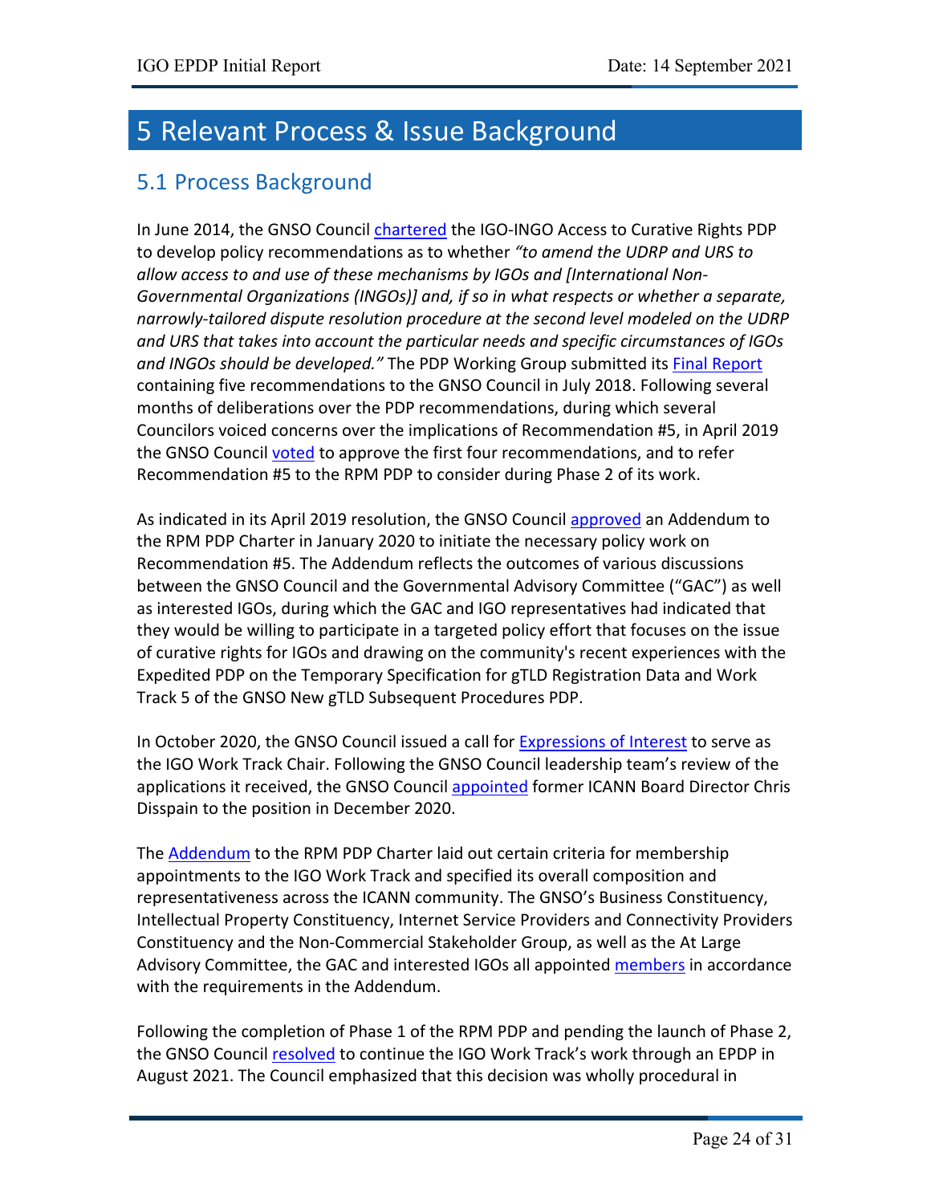# 5 Relevant Process & Issue Background

## 5.1 Process Background

In June 2014, the GNSO Council chartered the IGO-INGO Access to Curative Rights PDP to develop policy recommendations as to whether *"to amend the UDRP and URS to allow access to and use of these mechanisms by IGOs and [International Non-Governmental Organizations (INGOs)] and, if so in what respects or whether a separate, narrowly-tailored dispute resolution procedure at the second level modeled on the UDRP and URS that takes into account the particular needs and specific circumstances of IGOs and INGOs should be developed."* The PDP Working Group submitted its Final Report containing five recommendations to the GNSO Council in July 2018. Following several months of deliberations over the PDP recommendations, during which several Councilors voiced concerns over the implications of Recommendation #5, in April 2019 the GNSO Council voted to approve the first four recommendations, and to refer Recommendation #5 to the RPM PDP to consider during Phase 2 of its work.

As indicated in its April 2019 resolution, the GNSO Council approved an Addendum to the RPM PDP Charter in January 2020 to initiate the necessary policy work on Recommendation #5. The Addendum reflects the outcomes of various discussions between the GNSO Council and the Governmental Advisory Committee ("GAC") as well as interested IGOs, during which the GAC and IGO representatives had indicated that they would be willing to participate in a targeted policy effort that focuses on the issue of curative rights for IGOs and drawing on the community's recent experiences with the Expedited PDP on the Temporary Specification for gTLD Registration Data and Work Track 5 of the GNSO New gTLD Subsequent Procedures PDP.

In October 2020, the GNSO Council issued a call for Expressions of Interest to serve as the IGO Work Track Chair. Following the GNSO Council leadership team's review of the applications it received, the GNSO Council appointed former ICANN Board Director Chris Disspain to the position in December 2020.

The Addendum to the RPM PDP Charter laid out certain criteria for membership appointments to the IGO Work Track and specified its overall composition and representativeness across the ICANN community. The GNSO's Business Constituency, Intellectual Property Constituency, Internet Service Providers and Connectivity Providers Constituency and the Non-Commercial Stakeholder Group, as well as the At Large Advisory Committee, the GAC and interested IGOs all appointed members in accordance with the requirements in the Addendum.

Following the completion of Phase 1 of the RPM PDP and pending the launch of Phase 2, the GNSO Council resolved to continue the IGO Work Track's work through an EPDP in August 2021. The Council emphasized that this decision was wholly procedural in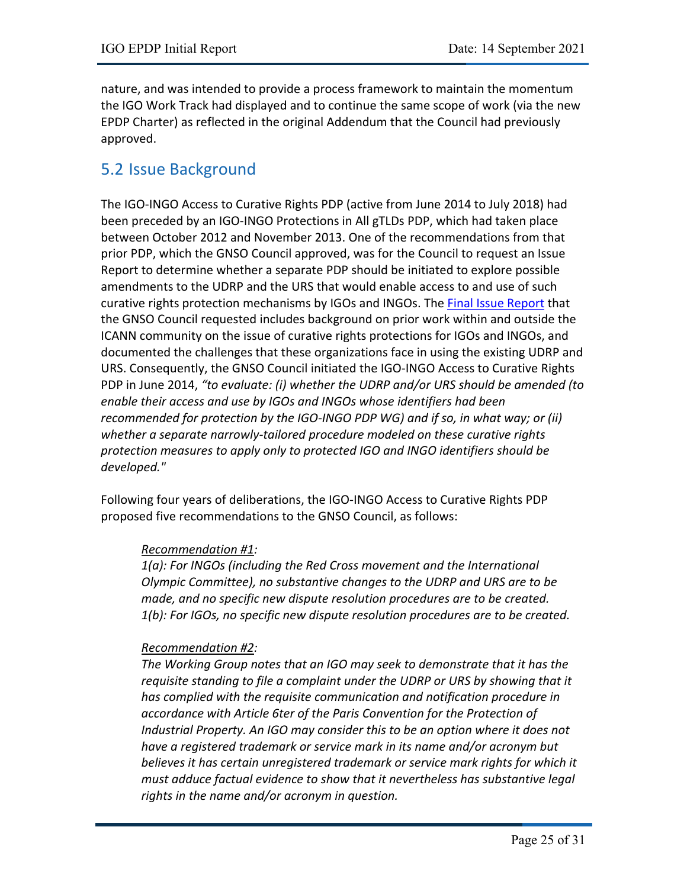nature, and was intended to provide a process framework to maintain the momentum the IGO Work Track had displayed and to continue the same scope of work (via the new EPDP Charter) as reflected in the original Addendum that the Council had previously approved.

## 5.2 Issue Background

The IGO-INGO Access to Curative Rights PDP (active from June 2014 to July 2018) had been preceded by an IGO-INGO Protections in All gTLDs PDP, which had taken place between October 2012 and November 2013. One of the recommendations from that prior PDP, which the GNSO Council approved, was for the Council to request an Issue Report to determine whether a separate PDP should be initiated to explore possible amendments to the UDRP and the URS that would enable access to and use of such curative rights protection mechanisms by IGOs and INGOs. The Final Issue Report that the GNSO Council requested includes background on prior work within and outside the ICANN community on the issue of curative rights protections for IGOs and INGOs, and documented the challenges that these organizations face in using the existing UDRP and URS. Consequently, the GNSO Council initiated the IGO-INGO Access to Curative Rights PDP in June 2014, *"to evaluate: (i) whether the UDRP and/or URS should be amended (to enable their access and use by IGOs and INGOs whose identifiers had been recommended for protection by the IGO-INGO PDP WG) and if so, in what way; or (ii) whether a separate narrowly-tailored procedure modeled on these curative rights protection measures to apply only to protected IGO and INGO identifiers should be developed."*

Following four years of deliberations, the IGO-INGO Access to Curative Rights PDP proposed five recommendations to the GNSO Council, as follows:

> *Recommendation #1:*
> *1(a): For INGOs (including the Red Cross movement and the International Olympic Committee), no substantive changes to the UDRP and URS are to be made, and no specific new dispute resolution procedures are to be created.*
> *1(b): For IGOs, no specific new dispute resolution procedures are to be created.*
>
> *Recommendation #2:*
> *The Working Group notes that an IGO may seek to demonstrate that it has the requisite standing to file a complaint under the UDRP or URS by showing that it has complied with the requisite communication and notification procedure in accordance with Article 6ter of the Paris Convention for the Protection of Industrial Property. An IGO may consider this to be an option where it does not have a registered trademark or service mark in its name and/or acronym but believes it has certain unregistered trademark or service mark rights for which it must adduce factual evidence to show that it nevertheless has substantive legal rights in the name and/or acronym in question.*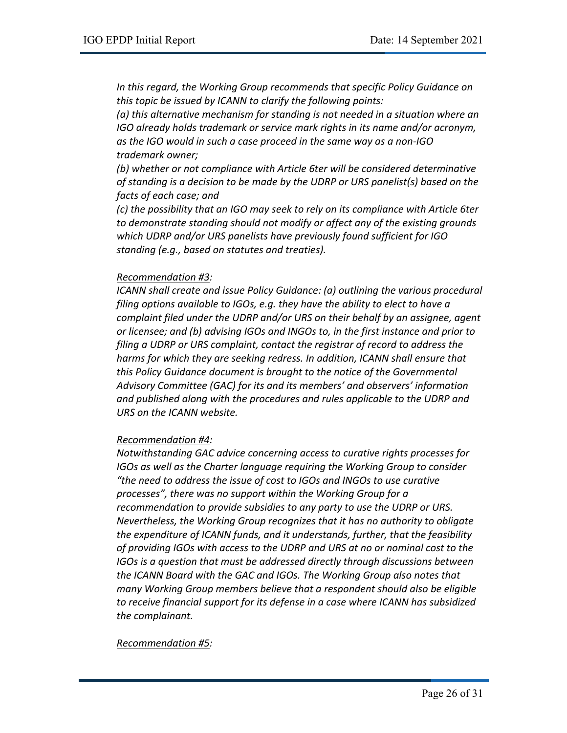*In this regard, the Working Group recommends that specific Policy Guidance on this topic be issued by ICANN to clarify the following points:*
*(a) this alternative mechanism for standing is not needed in a situation where an IGO already holds trademark or service mark rights in its name and/or acronym, as the IGO would in such a case proceed in the same way as a non-IGO trademark owner;*
*(b) whether or not compliance with Article 6ter will be considered determinative of standing is a decision to be made by the UDRP or URS panelist(s) based on the facts of each case; and*
*(c) the possibility that an IGO may seek to rely on its compliance with Article 6ter to demonstrate standing should not modify or affect any of the existing grounds which UDRP and/or URS panelists have previously found sufficient for IGO standing (e.g., based on statutes and treaties).*

*Recommendation #3:*
*ICANN shall create and issue Policy Guidance: (a) outlining the various procedural filing options available to IGOs, e.g. they have the ability to elect to have a complaint filed under the UDRP and/or URS on their behalf by an assignee, agent or licensee; and (b) advising IGOs and INGOs to, in the first instance and prior to filing a UDRP or URS complaint, contact the registrar of record to address the harms for which they are seeking redress. In addition, ICANN shall ensure that this Policy Guidance document is brought to the notice of the Governmental Advisory Committee (GAC) for its and its members' and observers' information and published along with the procedures and rules applicable to the UDRP and URS on the ICANN website.*

*Recommendation #4:*
*Notwithstanding GAC advice concerning access to curative rights processes for IGOs as well as the Charter language requiring the Working Group to consider "the need to address the issue of cost to IGOs and INGOs to use curative processes", there was no support within the Working Group for a recommendation to provide subsidies to any party to use the UDRP or URS. Nevertheless, the Working Group recognizes that it has no authority to obligate the expenditure of ICANN funds, and it understands, further, that the feasibility of providing IGOs with access to the UDRP and URS at no or nominal cost to the IGOs is a question that must be addressed directly through discussions between the ICANN Board with the GAC and IGOs. The Working Group also notes that many Working Group members believe that a respondent should also be eligible to receive financial support for its defense in a case where ICANN has subsidized the complainant.*

*Recommendation #5:*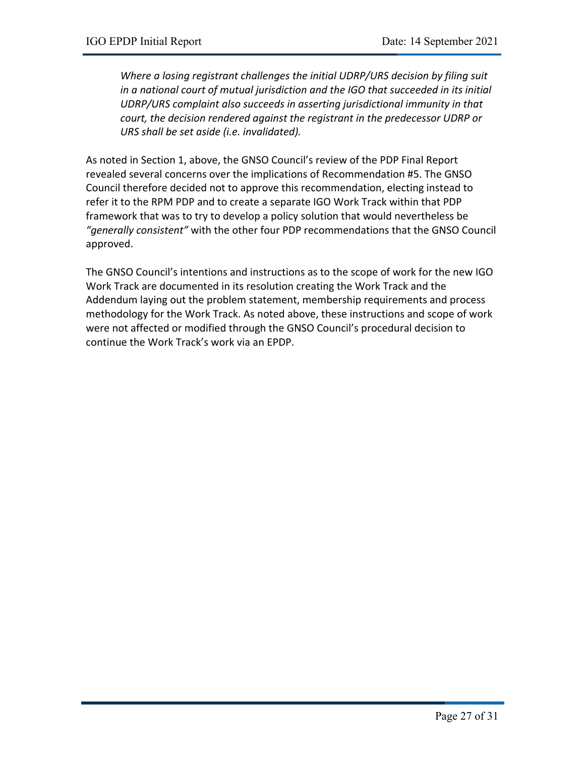> *Where a losing registrant challenges the initial UDRP/URS decision by filing suit in a national court of mutual jurisdiction and the IGO that succeeded in its initial UDRP/URS complaint also succeeds in asserting jurisdictional immunity in that court, the decision rendered against the registrant in the predecessor UDRP or URS shall be set aside (i.e. invalidated).*

As noted in Section 1, above, the GNSO Council's review of the PDP Final Report revealed several concerns over the implications of Recommendation #5. The GNSO Council therefore decided not to approve this recommendation, electing instead to refer it to the RPM PDP and to create a separate IGO Work Track within that PDP framework that was to try to develop a policy solution that would nevertheless be *"generally consistent"* with the other four PDP recommendations that the GNSO Council approved.

The GNSO Council's intentions and instructions as to the scope of work for the new IGO Work Track are documented in its resolution creating the Work Track and the Addendum laying out the problem statement, membership requirements and process methodology for the Work Track. As noted above, these instructions and scope of work were not affected or modified through the GNSO Council's procedural decision to continue the Work Track's work via an EPDP.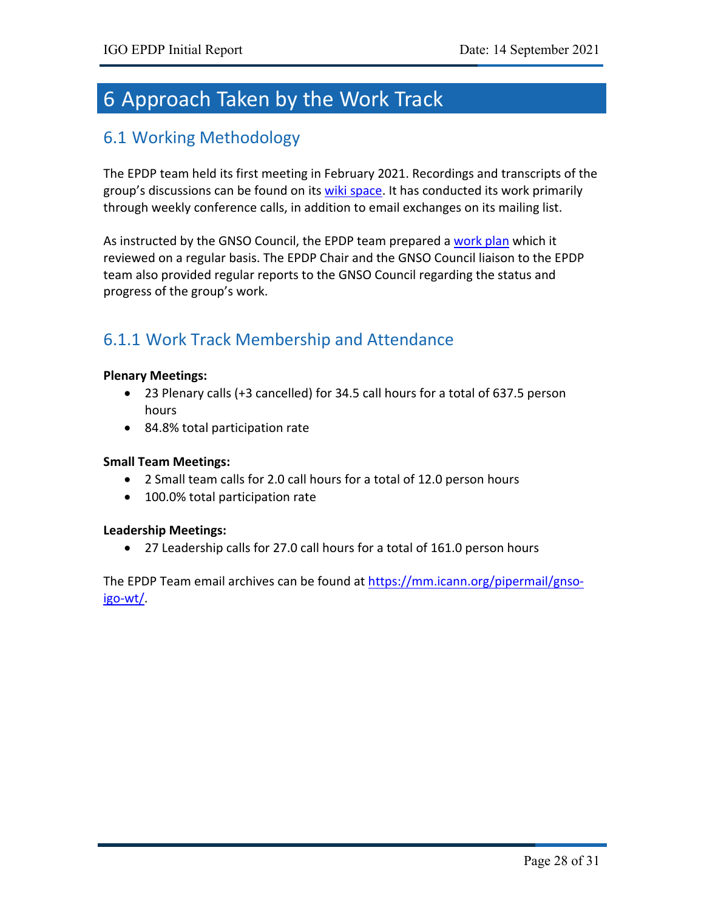# 6 Approach Taken by the Work Track

## 6.1 Working Methodology

The EPDP team held its first meeting in February 2021. Recordings and transcripts of the group's discussions can be found on its wiki space. It has conducted its work primarily through weekly conference calls, in addition to email exchanges on its mailing list.

As instructed by the GNSO Council, the EPDP team prepared a work plan which it reviewed on a regular basis. The EPDP Chair and the GNSO Council liaison to the EPDP team also provided regular reports to the GNSO Council regarding the status and progress of the group's work.

### 6.1.1 Work Track Membership and Attendance

**Plenary Meetings:**

- 23 Plenary calls (+3 cancelled) for 34.5 call hours for a total of 637.5 person hours
- 84.8% total participation rate

**Small Team Meetings:**

- 2 Small team calls for 2.0 call hours for a total of 12.0 person hours
- 100.0% total participation rate

**Leadership Meetings:**

- 27 Leadership calls for 27.0 call hours for a total of 161.0 person hours

The EPDP Team email archives can be found at https://mm.icann.org/pipermail/gnso-igo-wt/.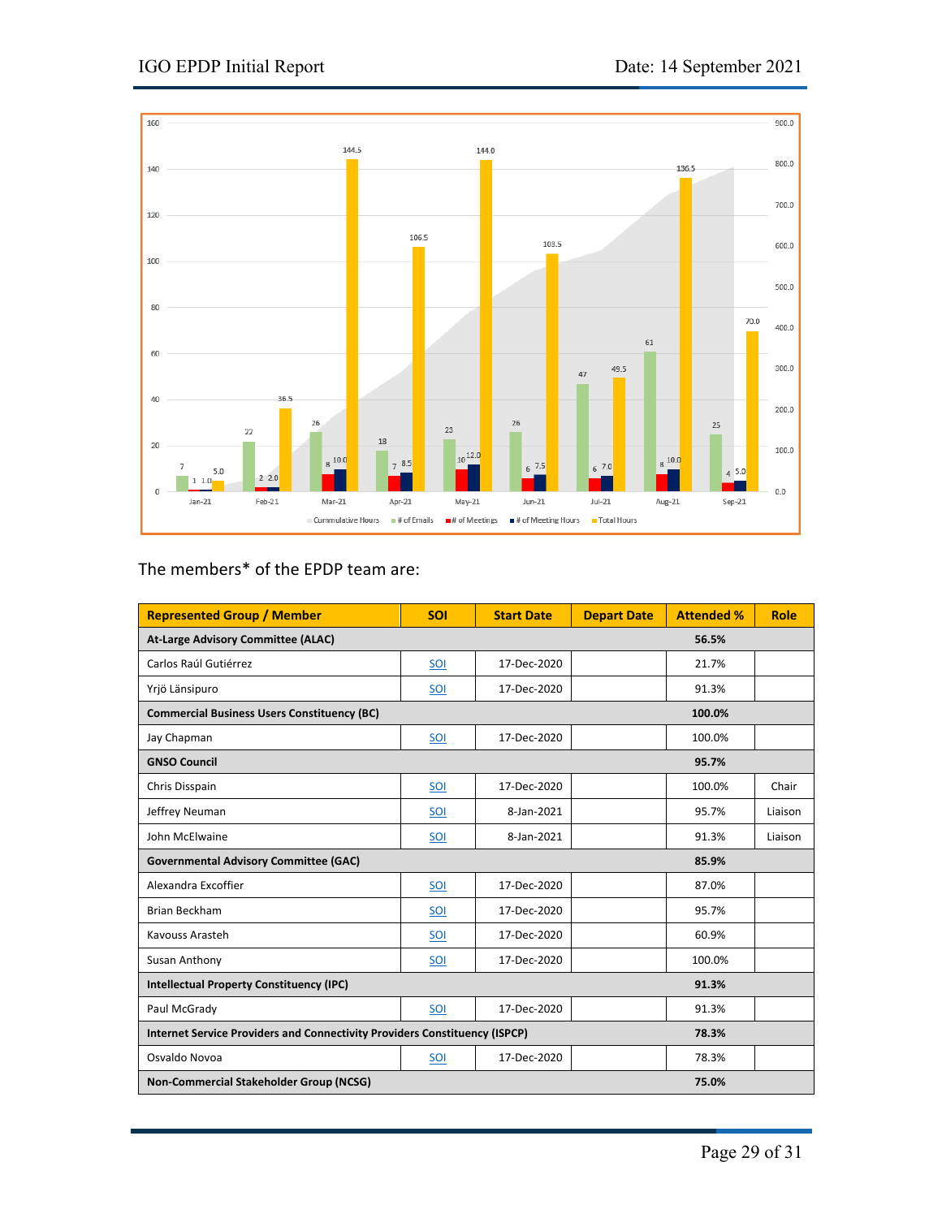The members* of the EPDP team are:

| Represented Group / Member | SOI | Start Date | Depart Date | Attended % | Role |
|---|---|---|---|---|---|
| **At-Large Advisory Committee (ALAC)** | | | | **56.5%** | |
| Carlos Raúl Gutiérrez | SOI | 17-Dec-2020 | | 21.7% | |
| Yrjö Länsipuro | SOI | 17-Dec-2020 | | 91.3% | |
| **Commercial Business Users Constituency (BC)** | | | | **100.0%** | |
| Jay Chapman | SOI | 17-Dec-2020 | | 100.0% | |
| **GNSO Council** | | | | **95.7%** | |
| Chris Disspain | SOI | 17-Dec-2020 | | 100.0% | Chair |
| Jeffrey Neuman | SOI | 8-Jan-2021 | | 95.7% | Liaison |
| John McElwaine | SOI | 8-Jan-2021 | | 91.3% | Liaison |
| **Governmental Advisory Committee (GAC)** | | | | **85.9%** | |
| Alexandra Excoffier | SOI | 17-Dec-2020 | | 87.0% | |
| Brian Beckham | SOI | 17-Dec-2020 | | 95.7% | |
| Kavouss Arasteh | SOI | 17-Dec-2020 | | 60.9% | |
| Susan Anthony | SOI | 17-Dec-2020 | | 100.0% | |
| **Intellectual Property Constituency (IPC)** | | | | **91.3%** | |
| Paul McGrady | SOI | 17-Dec-2020 | | 91.3% | |
| **Internet Service Providers and Connectivity Providers Constituency (ISPCP)** | | | | **78.3%** | |
| Osvaldo Novoa | SOI | 17-Dec-2020 | | 78.3% | |
| **Non-Commercial Stakeholder Group (NCSG)** | | | | **75.0%** | |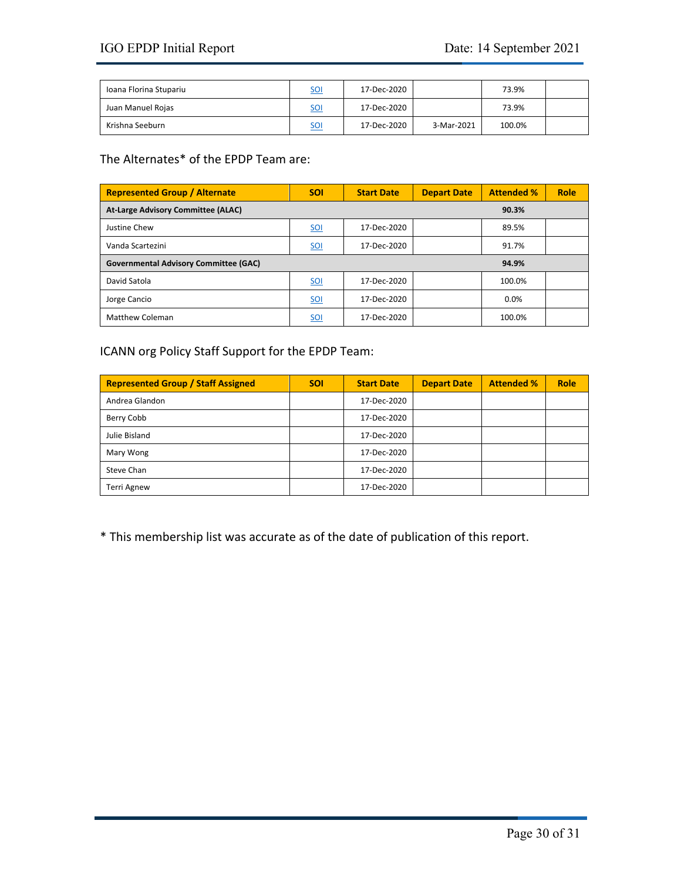| | | | | | |
|---|---|---|---|---|---|
| Ioana Florina Stupariu | SOI | 17-Dec-2020 | | 73.9% | |
| Juan Manuel Rojas | SOI | 17-Dec-2020 | | 73.9% | |
| Krishna Seeburn | SOI | 17-Dec-2020 | 3-Mar-2021 | 100.0% | |

The Alternates* of the EPDP Team are:

| Represented Group / Alternate | SOI | Start Date | Depart Date | Attended % | Role |
|---|---|---|---|---|---|
| **At-Large Advisory Committee (ALAC)** | | | | **90.3%** | |
| Justine Chew | SOI | 17-Dec-2020 | | 89.5% | |
| Vanda Scartezini | SOI | 17-Dec-2020 | | 91.7% | |
| **Governmental Advisory Committee (GAC)** | | | | **94.9%** | |
| David Satola | SOI | 17-Dec-2020 | | 100.0% | |
| Jorge Cancio | SOI | 17-Dec-2020 | | 0.0% | |
| Matthew Coleman | SOI | 17-Dec-2020 | | 100.0% | |

ICANN org Policy Staff Support for the EPDP Team:

| Represented Group / Staff Assigned | SOI | Start Date | Depart Date | Attended % | Role |
|---|---|---|---|---|---|
| Andrea Glandon | | 17-Dec-2020 | | | |
| Berry Cobb | | 17-Dec-2020 | | | |
| Julie Bisland | | 17-Dec-2020 | | | |
| Mary Wong | | 17-Dec-2020 | | | |
| Steve Chan | | 17-Dec-2020 | | | |
| Terri Agnew | | 17-Dec-2020 | | | |

* This membership list was accurate as of the date of publication of this report.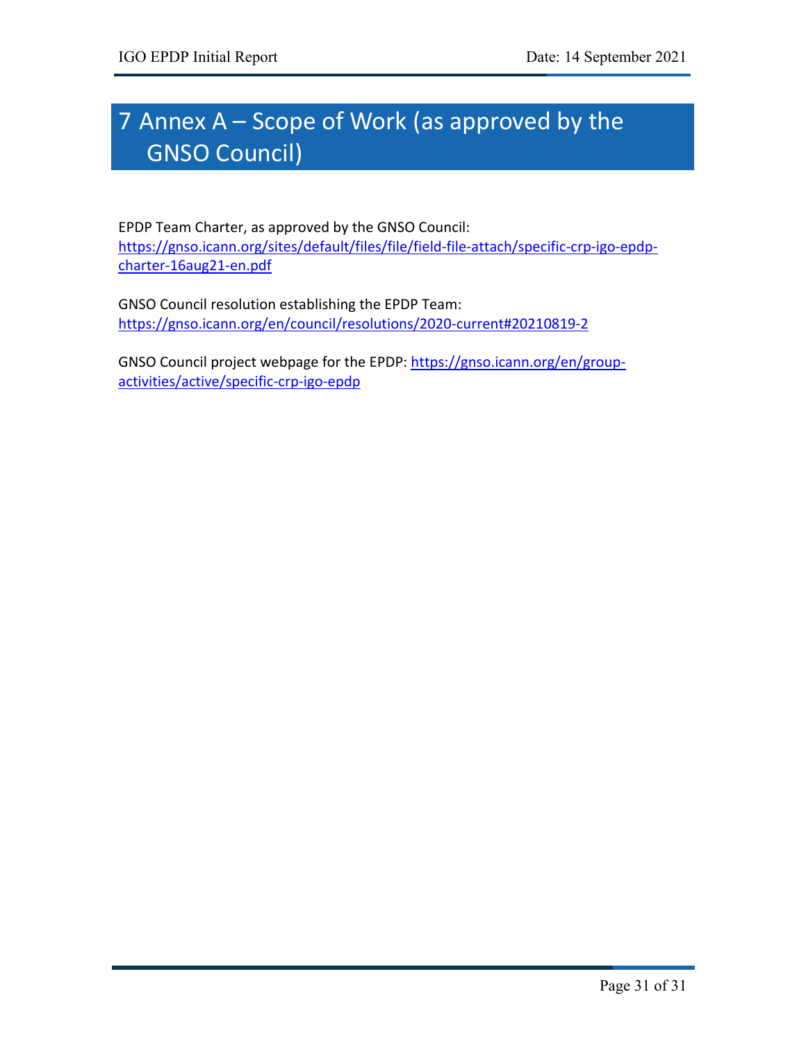# 7 Annex A – Scope of Work (as approved by the GNSO Council)

EPDP Team Charter, as approved by the GNSO Council:
https://gnso.icann.org/sites/default/files/file/field-file-attach/specific-crp-igo-epdp-charter-16aug21-en.pdf

GNSO Council resolution establishing the EPDP Team:
https://gnso.icann.org/en/council/resolutions/2020-current#20210819-2

GNSO Council project webpage for the EPDP: https://gnso.icann.org/en/group-activities/active/specific-crp-igo-epdp